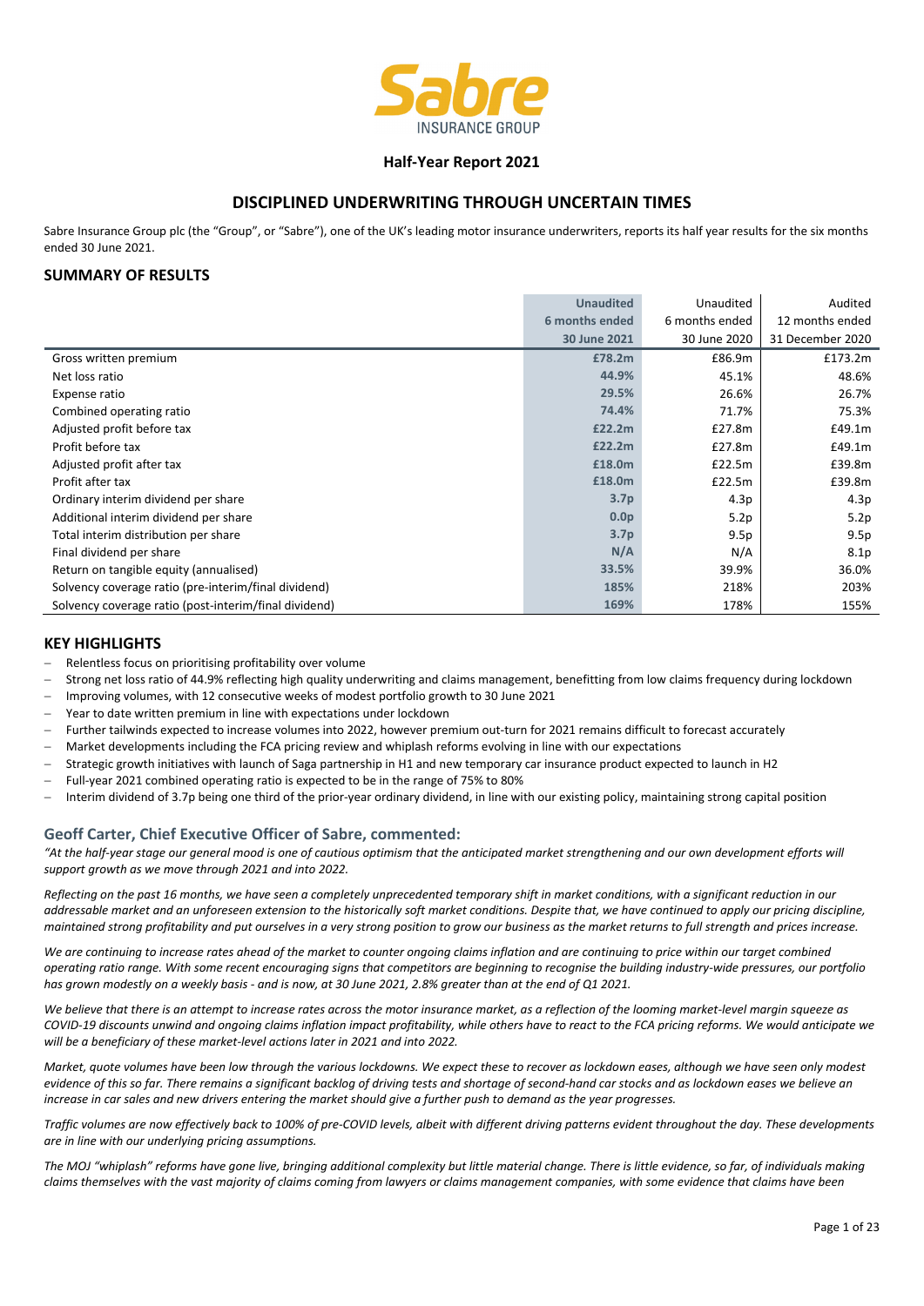## Half-Year Report 2021

## DISCIPLINED UNDERWRITING THROUGH UNCERTAIN TIMES

Sabre Insurance Group plc (the "Group", or "Sabre"), one of the UK's leading motor insurance underwriters, reports its half year results for the six months ended 30 June 2021.

### SUMMARY OF RESULTS

| | **Unaudited 6 months ended 30 June 2021** | Unaudited 6 months ended 30 June 2020 | Audited 12 months ended 31 December 2020 |
|---|---|---|---|
| Gross written premium | **£78.2m** | £86.9m | £173.2m |
| Net loss ratio | **44.9%** | 45.1% | 48.6% |
| Expense ratio | **29.5%** | 26.6% | 26.7% |
| Combined operating ratio | **74.4%** | 71.7% | 75.3% |
| Adjusted profit before tax | **£22.2m** | £27.8m | £49.1m |
| Profit before tax | **£22.2m** | £27.8m | £49.1m |
| Adjusted profit after tax | **£18.0m** | £22.5m | £39.8m |
| Profit after tax | **£18.0m** | £22.5m | £39.8m |
| Ordinary interim dividend per share | **3.7p** | 4.3p | 4.3p |
| Additional interim dividend per share | **0.0p** | 5.2p | 5.2p |
| Total interim distribution per share | **3.7p** | 9.5p | 9.5p |
| Final dividend per share | **N/A** | N/A | 8.1p |
| Return on tangible equity (annualised) | **33.5%** | 39.9% | 36.0% |
| Solvency coverage ratio (pre-interim/final dividend) | **185%** | 218% | 203% |
| Solvency coverage ratio (post-interim/final dividend) | **169%** | 178% | 155% |

### KEY HIGHLIGHTS

- Relentless focus on prioritising profitability over volume
- Strong net loss ratio of 44.9% reflecting high quality underwriting and claims management, benefitting from low claims frequency during lockdown
- Improving volumes, with 12 consecutive weeks of modest portfolio growth to 30 June 2021
- Year to date written premium in line with expectations under lockdown
- Further tailwinds expected to increase volumes into 2022, however premium out-turn for 2021 remains difficult to forecast accurately
- Market developments including the FCA pricing review and whiplash reforms evolving in line with our expectations
- Strategic growth initiatives with launch of Saga partnership in H1 and new temporary car insurance product expected to launch in H2
- Full-year 2021 combined operating ratio is expected to be in the range of 75% to 80%
- Interim dividend of 3.7p being one third of the prior-year ordinary dividend, in line with our existing policy, maintaining strong capital position

### Geoff Carter, Chief Executive Officer of Sabre, commented:

*"At the half-year stage our general mood is one of cautious optimism that the anticipated market strengthening and our own development efforts will support growth as we move through 2021 and into 2022.*

*Reflecting on the past 16 months, we have seen a completely unprecedented temporary shift in market conditions, with a significant reduction in our addressable market and an unforeseen extension to the historically soft market conditions. Despite that, we have continued to apply our pricing discipline, maintained strong profitability and put ourselves in a very strong position to grow our business as the market returns to full strength and prices increase.*

*We are continuing to increase rates ahead of the market to counter ongoing claims inflation and are continuing to price within our target combined operating ratio range. With some recent encouraging signs that competitors are beginning to recognise the building industry-wide pressures, our portfolio has grown modestly on a weekly basis - and is now, at 30 June 2021, 2.8% greater than at the end of Q1 2021.*

*We believe that there is an attempt to increase rates across the motor insurance market, as a reflection of the looming market-level margin squeeze as COVID-19 discounts unwind and ongoing claims inflation impact profitability, while others have to react to the FCA pricing reforms. We would anticipate we will be a beneficiary of these market-level actions later in 2021 and into 2022.*

*Market, quote volumes have been low through the various lockdowns. We expect these to recover as lockdown eases, although we have seen only modest evidence of this so far. There remains a significant backlog of driving tests and shortage of second-hand car stocks and as lockdown eases we believe an increase in car sales and new drivers entering the market should give a further push to demand as the year progresses.*

*Traffic volumes are now effectively back to 100% of pre-COVID levels, albeit with different driving patterns evident throughout the day. These developments are in line with our underlying pricing assumptions.*

*The MOJ "whiplash" reforms have gone live, bringing additional complexity but little material change. There is little evidence, so far, of individuals making claims themselves with the vast majority of claims coming from lawyers or claims management companies, with some evidence that claims have been*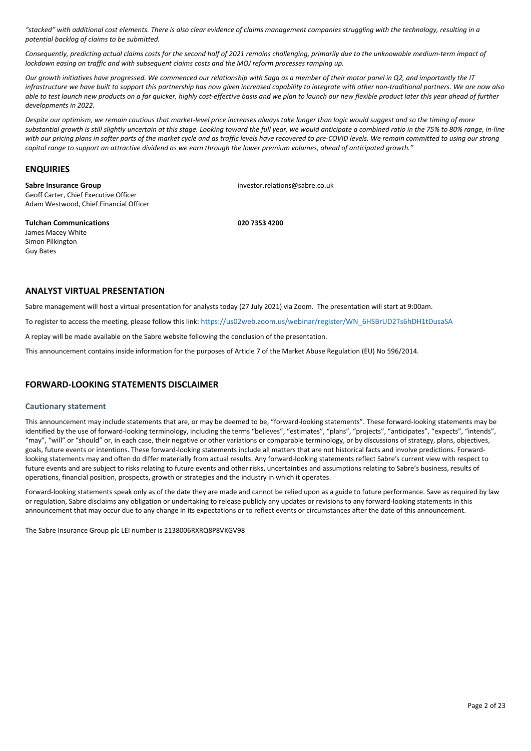*"stacked" with additional cost elements. There is also clear evidence of claims management companies struggling with the technology, resulting in a potential backlog of claims to be submitted.*

*Consequently, predicting actual claims costs for the second half of 2021 remains challenging, primarily due to the unknowable medium-term impact of lockdown easing on traffic and with subsequent claims costs and the MOJ reform processes ramping up.*

*Our growth initiatives have progressed. We commenced our relationship with Saga as a member of their motor panel in Q2, and importantly the IT infrastructure we have built to support this partnership has now given increased capability to integrate with other non-traditional partners. We are now also able to test launch new products on a far quicker, highly cost-effective basis and we plan to launch our new flexible product later this year ahead of further developments in 2022.*

*Despite our optimism, we remain cautious that market-level price increases always take longer than logic would suggest and so the timing of more substantial growth is still slightly uncertain at this stage. Looking toward the full year, we would anticipate a combined ratio in the 75% to 80% range, in-line with our pricing plans in softer parts of the market cycle and as traffic levels have recovered to pre-COVID levels. We remain committed to using our strong capital range to support an attractive dividend as we earn through the lower premium volumes, ahead of anticipated growth."*

## ENQUIRIES

**Sabre Insurance Group** investor.relations@sabre.co.uk
Geoff Carter, Chief Executive Officer
Adam Westwood, Chief Financial Officer

**Tulchan Communications** **020 7353 4200**
James Macey White
Simon Pilkington
Guy Bates

## ANALYST VIRTUAL PRESENTATION

Sabre management will host a virtual presentation for analysts today (27 July 2021) via Zoom. The presentation will start at 9:00am.

To register to access the meeting, please follow this link: https://us02web.zoom.us/webinar/register/WN_6HSBrUD2Ts6hDH1tDusaSA

A replay will be made available on the Sabre website following the conclusion of the presentation.

This announcement contains inside information for the purposes of Article 7 of the Market Abuse Regulation (EU) No 596/2014.

## FORWARD-LOOKING STATEMENTS DISCLAIMER

### Cautionary statement

This announcement may include statements that are, or may be deemed to be, "forward-looking statements". These forward-looking statements may be identified by the use of forward-looking terminology, including the terms "believes", "estimates", "plans", "projects", "anticipates", "expects", "intends", "may", "will" or "should" or, in each case, their negative or other variations or comparable terminology, or by discussions of strategy, plans, objectives, goals, future events or intentions. These forward-looking statements include all matters that are not historical facts and involve predictions. Forward-looking statements may and often do differ materially from actual results. Any forward-looking statements reflect Sabre's current view with respect to future events and are subject to risks relating to future events and other risks, uncertainties and assumptions relating to Sabre's business, results of operations, financial position, prospects, growth or strategies and the industry in which it operates.

Forward-looking statements speak only as of the date they are made and cannot be relied upon as a guide to future performance. Save as required by law or regulation, Sabre disclaims any obligation or undertaking to release publicly any updates or revisions to any forward-looking statements in this announcement that may occur due to any change in its expectations or to reflect events or circumstances after the date of this announcement.

The Sabre Insurance Group plc LEI number is 2138006RXRQ8P8VKGV98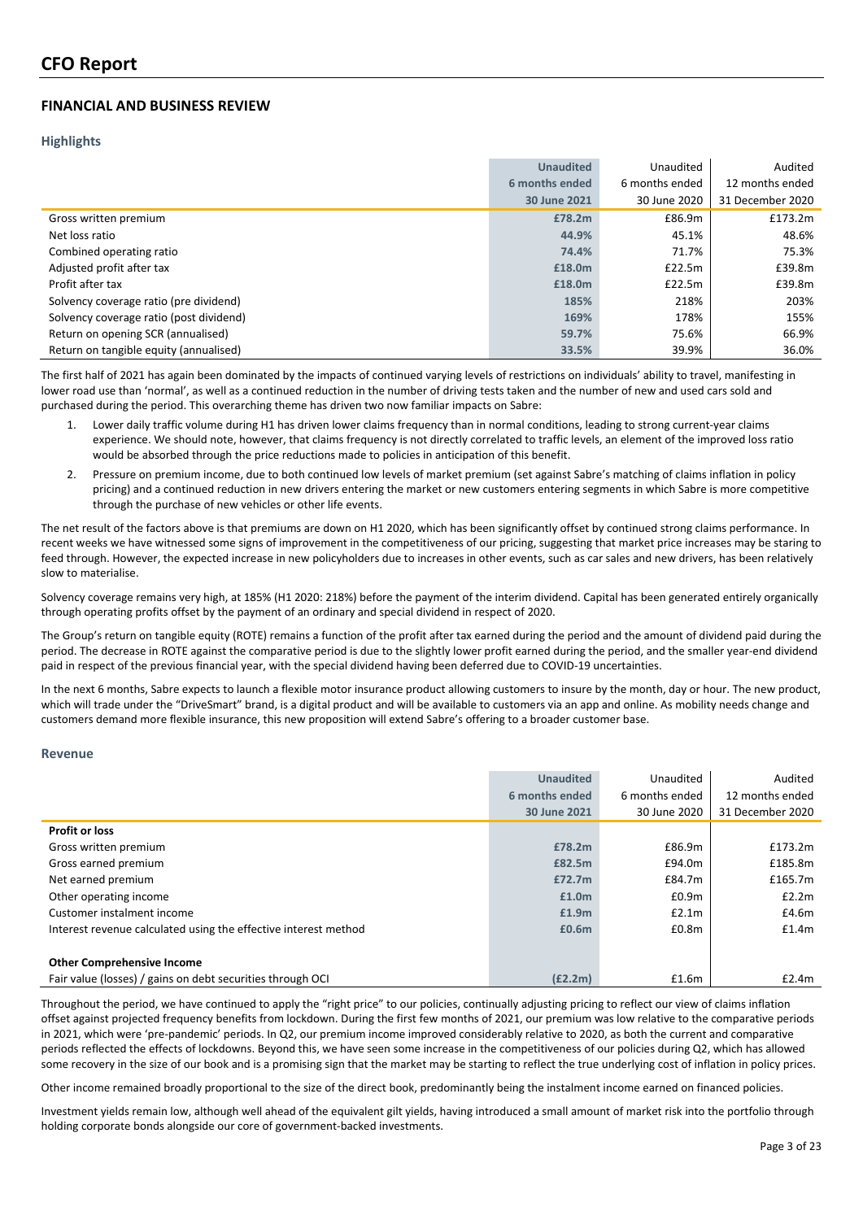# CFO Report

## FINANCIAL AND BUSINESS REVIEW

### Highlights

| | Unaudited 6 months ended 30 June 2021 | Unaudited 6 months ended 30 June 2020 | Audited 12 months ended 31 December 2020 |
|---|---|---|---|
| Gross written premium | **£78.2m** | £86.9m | £173.2m |
| Net loss ratio | **44.9%** | 45.1% | 48.6% |
| Combined operating ratio | **74.4%** | 71.7% | 75.3% |
| Adjusted profit after tax | **£18.0m** | £22.5m | £39.8m |
| Profit after tax | **£18.0m** | £22.5m | £39.8m |
| Solvency coverage ratio (pre dividend) | **185%** | 218% | 203% |
| Solvency coverage ratio (post dividend) | **169%** | 178% | 155% |
| Return on opening SCR (annualised) | **59.7%** | 75.6% | 66.9% |
| Return on tangible equity (annualised) | **33.5%** | 39.9% | 36.0% |

The first half of 2021 has again been dominated by the impacts of continued varying levels of restrictions on individuals' ability to travel, manifesting in lower road use than 'normal', as well as a continued reduction in the number of driving tests taken and the number of new and used cars sold and purchased during the period. This overarching theme has driven two now familiar impacts on Sabre:

1. Lower daily traffic volume during H1 has driven lower claims frequency than in normal conditions, leading to strong current-year claims experience. We should note, however, that claims frequency is not directly correlated to traffic levels, an element of the improved loss ratio would be absorbed through the price reductions made to policies in anticipation of this benefit.
2. Pressure on premium income, due to both continued low levels of market premium (set against Sabre's matching of claims inflation in policy pricing) and a continued reduction in new drivers entering the market or new customers entering segments in which Sabre is more competitive through the purchase of new vehicles or other life events.

The net result of the factors above is that premiums are down on H1 2020, which has been significantly offset by continued strong claims performance. In recent weeks we have witnessed some signs of improvement in the competitiveness of our pricing, suggesting that market price increases may be staring to feed through. However, the expected increase in new policyholders due to increases in other events, such as car sales and new drivers, has been relatively slow to materialise.

Solvency coverage remains very high, at 185% (H1 2020: 218%) before the payment of the interim dividend. Capital has been generated entirely organically through operating profits offset by the payment of an ordinary and special dividend in respect of 2020.

The Group's return on tangible equity (ROTE) remains a function of the profit after tax earned during the period and the amount of dividend paid during the period. The decrease in ROTE against the comparative period is due to the slightly lower profit earned during the period, and the smaller year-end dividend paid in respect of the previous financial year, with the special dividend having been deferred due to COVID-19 uncertainties.

In the next 6 months, Sabre expects to launch a flexible motor insurance product allowing customers to insure by the month, day or hour. The new product, which will trade under the "DriveSmart" brand, is a digital product and will be available to customers via an app and online. As mobility needs change and customers demand more flexible insurance, this new proposition will extend Sabre's offering to a broader customer base.

### Revenue

| | Unaudited 6 months ended 30 June 2021 | Unaudited 6 months ended 30 June 2020 | Audited 12 months ended 31 December 2020 |
|---|---|---|---|
| **Profit or loss** | | | |
| Gross written premium | **£78.2m** | £86.9m | £173.2m |
| Gross earned premium | **£82.5m** | £94.0m | £185.8m |
| Net earned premium | **£72.7m** | £84.7m | £165.7m |
| Other operating income | **£1.0m** | £0.9m | £2.2m |
| Customer instalment income | **£1.9m** | £2.1m | £4.6m |
| Interest revenue calculated using the effective interest method | **£0.6m** | £0.8m | £1.4m |
| | | | |
| **Other Comprehensive Income** | | | |
| Fair value (losses) / gains on debt securities through OCI | **(£2.2m)** | £1.6m | £2.4m |

Throughout the period, we have continued to apply the "right price" to our policies, continually adjusting pricing to reflect our view of claims inflation offset against projected frequency benefits from lockdown. During the first few months of 2021, our premium was low relative to the comparative periods in 2021, which were 'pre-pandemic' periods. In Q2, our premium income improved considerably relative to 2020, as both the current and comparative periods reflected the effects of lockdowns. Beyond this, we have seen some increase in the competitiveness of our policies during Q2, which has allowed some recovery in the size of our book and is a promising sign that the market may be starting to reflect the true underlying cost of inflation in policy prices.

Other income remained broadly proportional to the size of the direct book, predominantly being the instalment income earned on financed policies.

Investment yields remain low, although well ahead of the equivalent gilt yields, having introduced a small amount of market risk into the portfolio through holding corporate bonds alongside our core of government-backed investments.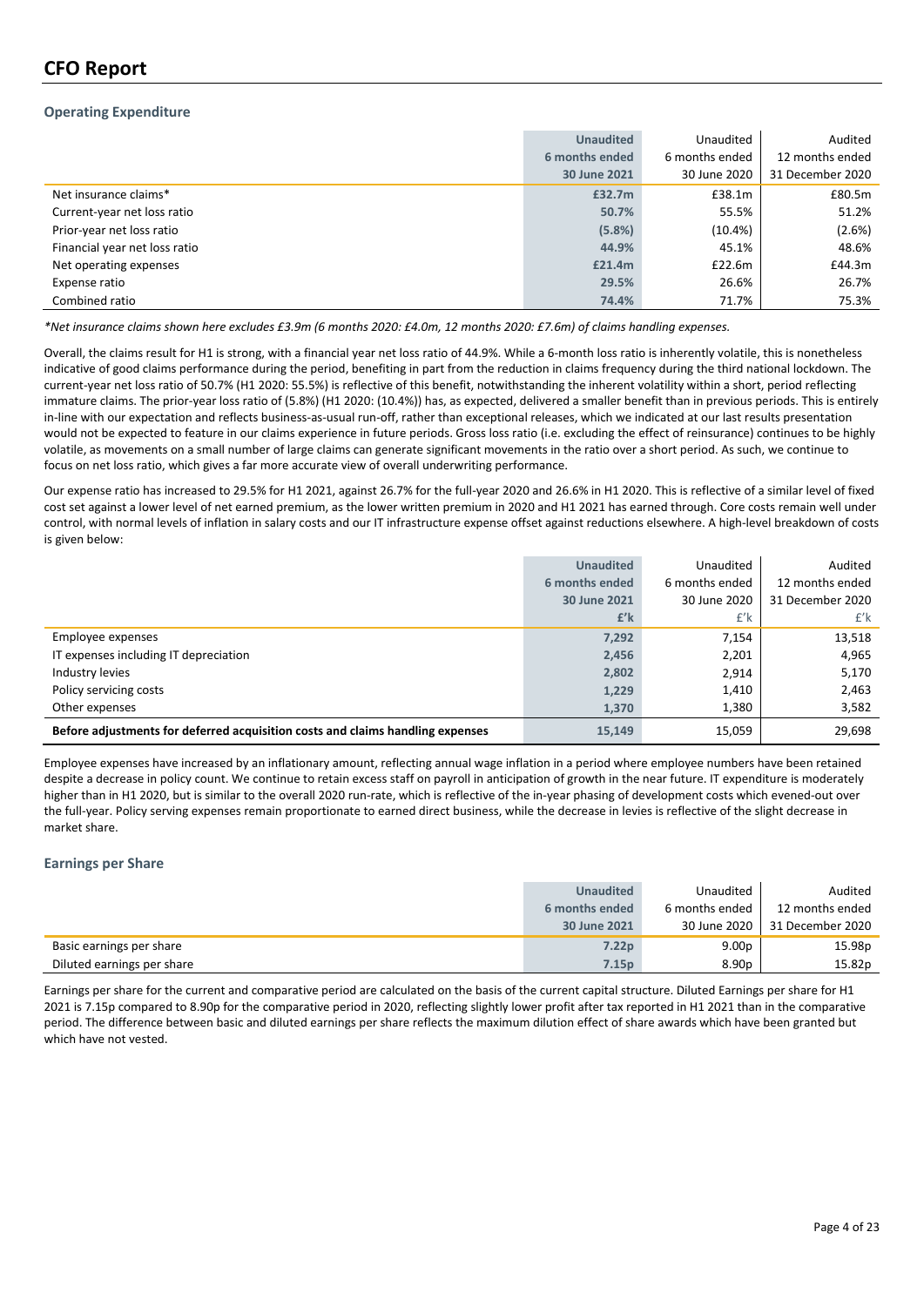# CFO Report

## Operating Expenditure

| | Unaudited 6 months ended 30 June 2021 | Unaudited 6 months ended 30 June 2020 | Audited 12 months ended 31 December 2020 |
|---|---|---|---|
| Net insurance claims* | **£32.7m** | £38.1m | £80.5m |
| Current-year net loss ratio | **50.7%** | 55.5% | 51.2% |
| Prior-year net loss ratio | **(5.8%)** | (10.4%) | (2.6%) |
| Financial year net loss ratio | **44.9%** | 45.1% | 48.6% |
| Net operating expenses | **£21.4m** | £22.6m | £44.3m |
| Expense ratio | **29.5%** | 26.6% | 26.7% |
| Combined ratio | **74.4%** | 71.7% | 75.3% |

*Net insurance claims shown here excludes £3.9m (6 months 2020: £4.0m, 12 months 2020: £7.6m) of claims handling expenses.*

Overall, the claims result for H1 is strong, with a financial year net loss ratio of 44.9%. While a 6-month loss ratio is inherently volatile, this is nonetheless indicative of good claims performance during the period, benefiting in part from the reduction in claims frequency during the third national lockdown. The current-year net loss ratio of 50.7% (H1 2020: 55.5%) is reflective of this benefit, notwithstanding the inherent volatility within a short, period reflecting immature claims. The prior-year loss ratio of (5.8%) (H1 2020: (10.4%)) has, as expected, delivered a smaller benefit than in previous periods. This is entirely in-line with our expectation and reflects business-as-usual run-off, rather than exceptional releases, which we indicated at our last results presentation would not be expected to feature in our claims experience in future periods. Gross loss ratio (i.e. excluding the effect of reinsurance) continues to be highly volatile, as movements on a small number of large claims can generate significant movements in the ratio over a short period. As such, we continue to focus on net loss ratio, which gives a far more accurate view of overall underwriting performance.

Our expense ratio has increased to 29.5% for H1 2021, against 26.7% for the full-year 2020 and 26.6% in H1 2020. This is reflective of a similar level of fixed cost set against a lower level of net earned premium, as the lower written premium in 2020 and H1 2021 has earned through. Core costs remain well under control, with normal levels of inflation in salary costs and our IT infrastructure expense offset against reductions elsewhere. A high-level breakdown of costs is given below:

| | Unaudited 6 months ended 30 June 2021 £'k | Unaudited 6 months ended 30 June 2020 £'k | Audited 12 months ended 31 December 2020 £'k |
|---|---|---|---|
| Employee expenses | **7,292** | 7,154 | 13,518 |
| IT expenses including IT depreciation | **2,456** | 2,201 | 4,965 |
| Industry levies | **2,802** | 2,914 | 5,170 |
| Policy servicing costs | **1,229** | 1,410 | 2,463 |
| Other expenses | **1,370** | 1,380 | 3,582 |
| **Before adjustments for deferred acquisition costs and claims handling expenses** | **15,149** | 15,059 | 29,698 |

Employee expenses have increased by an inflationary amount, reflecting annual wage inflation in a period where employee numbers have been retained despite a decrease in policy count. We continue to retain excess staff on payroll in anticipation of growth in the near future. IT expenditure is moderately higher than in H1 2020, but is similar to the overall 2020 run-rate, which is reflective of the in-year phasing of development costs which evened-out over the full-year. Policy serving expenses remain proportionate to earned direct business, while the decrease in levies is reflective of the slight decrease in market share.

## Earnings per Share

| | Unaudited 6 months ended 30 June 2021 | Unaudited 6 months ended 30 June 2020 | Audited 12 months ended 31 December 2020 |
|---|---|---|---|
| Basic earnings per share | **7.22p** | 9.00p | 15.98p |
| Diluted earnings per share | **7.15p** | 8.90p | 15.82p |

Earnings per share for the current and comparative period are calculated on the basis of the current capital structure. Diluted Earnings per share for H1 2021 is 7.15p compared to 8.90p for the comparative period in 2020, reflecting slightly lower profit after tax reported in H1 2021 than in the comparative period. The difference between basic and diluted earnings per share reflects the maximum dilution effect of share awards which have been granted but which have not vested.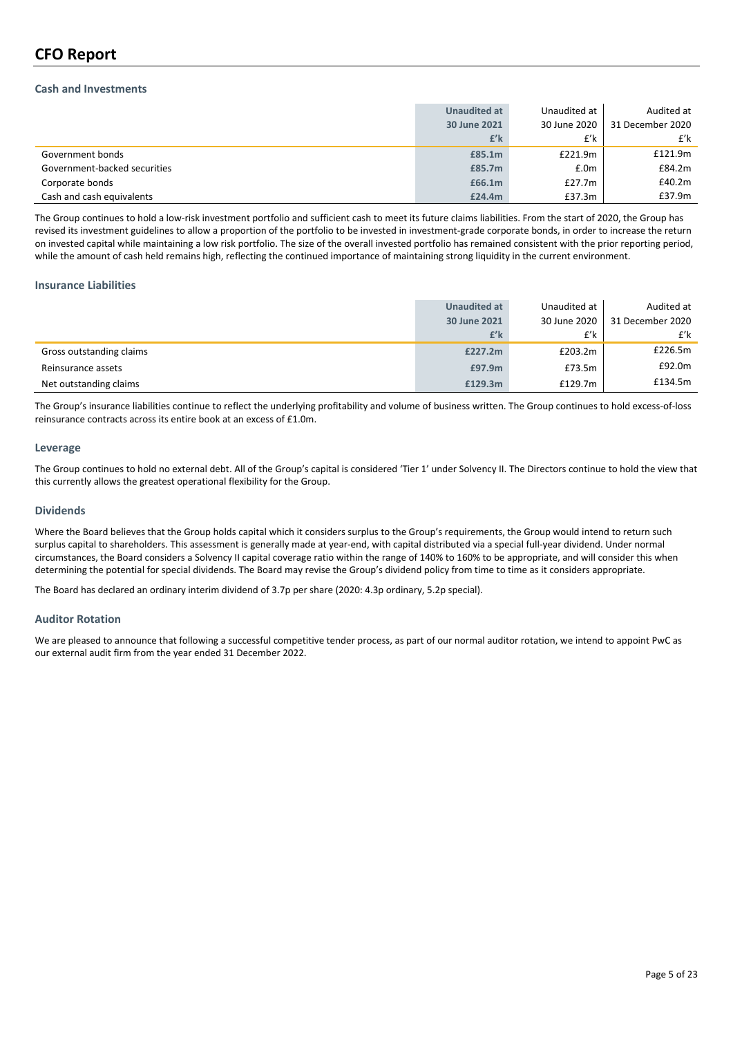# CFO Report

## Cash and Investments

| | **Unaudited at 30 June 2021 £'k** | Unaudited at 30 June 2020 £'k | Audited at 31 December 2020 £'k |
|---|---|---|---|
| Government bonds | **£85.1m** | £221.9m | £121.9m |
| Government-backed securities | **£85.7m** | £.0m | £84.2m |
| Corporate bonds | **£66.1m** | £27.7m | £40.2m |
| Cash and cash equivalents | **£24.4m** | £37.3m | £37.9m |

The Group continues to hold a low-risk investment portfolio and sufficient cash to meet its future claims liabilities. From the start of 2020, the Group has revised its investment guidelines to allow a proportion of the portfolio to be invested in investment-grade corporate bonds, in order to increase the return on invested capital while maintaining a low risk portfolio. The size of the overall invested portfolio has remained consistent with the prior reporting period, while the amount of cash held remains high, reflecting the continued importance of maintaining strong liquidity in the current environment.

## Insurance Liabilities

| | **Unaudited at 30 June 2021 £'k** | Unaudited at 30 June 2020 £'k | Audited at 31 December 2020 £'k |
|---|---|---|---|
| Gross outstanding claims | **£227.2m** | £203.2m | £226.5m |
| Reinsurance assets | **£97.9m** | £73.5m | £92.0m |
| Net outstanding claims | **£129.3m** | £129.7m | £134.5m |

The Group's insurance liabilities continue to reflect the underlying profitability and volume of business written. The Group continues to hold excess-of-loss reinsurance contracts across its entire book at an excess of £1.0m.

## Leverage

The Group continues to hold no external debt. All of the Group's capital is considered 'Tier 1' under Solvency II. The Directors continue to hold the view that this currently allows the greatest operational flexibility for the Group.

## Dividends

Where the Board believes that the Group holds capital which it considers surplus to the Group's requirements, the Group would intend to return such surplus capital to shareholders. This assessment is generally made at year-end, with capital distributed via a special full-year dividend. Under normal circumstances, the Board considers a Solvency II capital coverage ratio within the range of 140% to 160% to be appropriate, and will consider this when determining the potential for special dividends. The Board may revise the Group's dividend policy from time to time as it considers appropriate.

The Board has declared an ordinary interim dividend of 3.7p per share (2020: 4.3p ordinary, 5.2p special).

## Auditor Rotation

We are pleased to announce that following a successful competitive tender process, as part of our normal auditor rotation, we intend to appoint PwC as our external audit firm from the year ended 31 December 2022.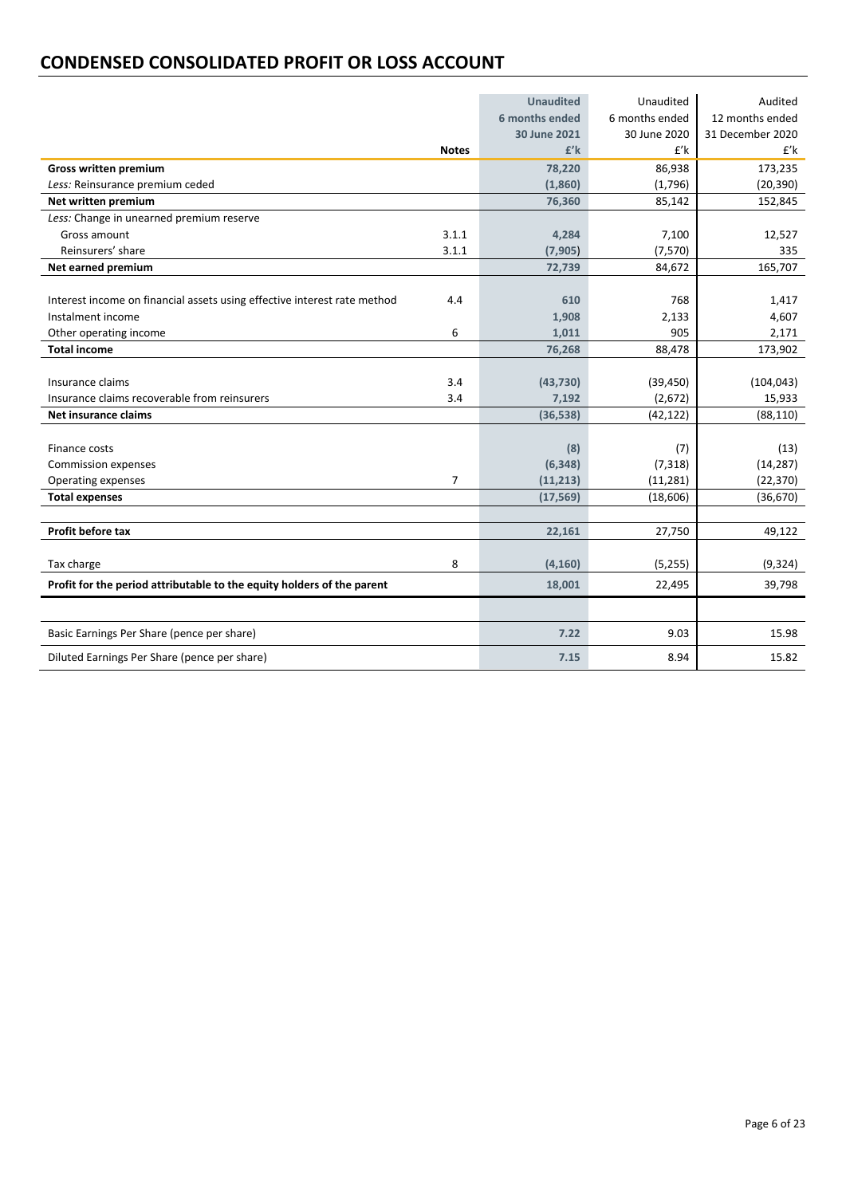# CONDENSED CONSOLIDATED PROFIT OR LOSS ACCOUNT

| | Notes | Unaudited 6 months ended 30 June 2021 £'k | Unaudited 6 months ended 30 June 2020 £'k | Audited 12 months ended 31 December 2020 £'k |
|---|---|---|---|---|
| **Gross written premium** | | 78,220 | 86,938 | 173,235 |
| *Less:* Reinsurance premium ceded | | (1,860) | (1,796) | (20,390) |
| **Net written premium** | | 76,360 | 85,142 | 152,845 |
| *Less:* Change in unearned premium reserve | | | | |
| Gross amount | 3.1.1 | 4,284 | 7,100 | 12,527 |
| Reinsurers' share | 3.1.1 | (7,905) | (7,570) | 335 |
| **Net earned premium** | | 72,739 | 84,672 | 165,707 |
| | | | | |
| Interest income on financial assets using effective interest rate method | 4.4 | 610 | 768 | 1,417 |
| Instalment income | | 1,908 | 2,133 | 4,607 |
| Other operating income | 6 | 1,011 | 905 | 2,171 |
| **Total income** | | 76,268 | 88,478 | 173,902 |
| | | | | |
| Insurance claims | 3.4 | (43,730) | (39,450) | (104,043) |
| Insurance claims recoverable from reinsurers | 3.4 | 7,192 | (2,672) | 15,933 |
| **Net insurance claims** | | (36,538) | (42,122) | (88,110) |
| | | | | |
| Finance costs | | (8) | (7) | (13) |
| Commission expenses | | (6,348) | (7,318) | (14,287) |
| Operating expenses | 7 | (11,213) | (11,281) | (22,370) |
| **Total expenses** | | (17,569) | (18,606) | (36,670) |
| | | | | |
| **Profit before tax** | | 22,161 | 27,750 | 49,122 |
| | | | | |
| Tax charge | 8 | (4,160) | (5,255) | (9,324) |
| **Profit for the period attributable to the equity holders of the parent** | | 18,001 | 22,495 | 39,798 |
| | | | | |
| Basic Earnings Per Share (pence per share) | | 7.22 | 9.03 | 15.98 |
| Diluted Earnings Per Share (pence per share) | | 7.15 | 8.94 | 15.82 |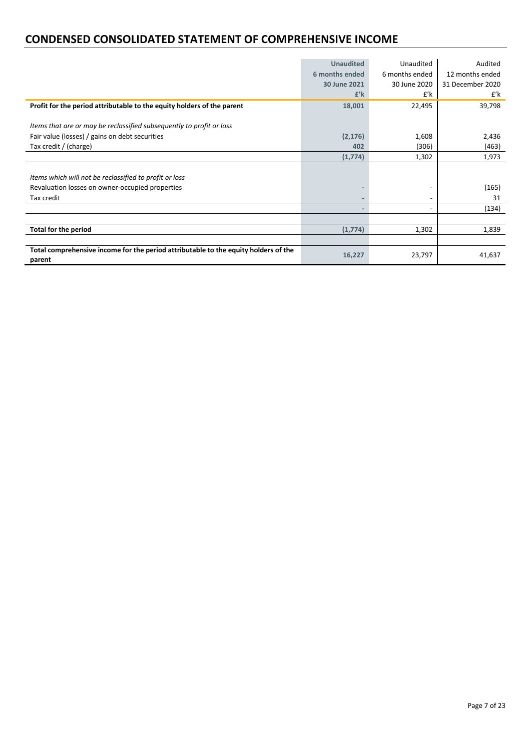# CONDENSED CONSOLIDATED STATEMENT OF COMPREHENSIVE INCOME

| | **Unaudited 6 months ended 30 June 2021 £'k** | Unaudited 6 months ended 30 June 2020 £'k | Audited 12 months ended 31 December 2020 £'k |
|---|---|---|---|
| **Profit for the period attributable to the equity holders of the parent** | **18,001** | 22,495 | 39,798 |
| | | | |
| *Items that are or may be reclassified subsequently to profit or loss* | | | |
| Fair value (losses) / gains on debt securities | **(2,176)** | 1,608 | 2,436 |
| Tax credit / (charge) | **402** | (306) | (463) |
| | **(1,774)** | 1,302 | 1,973 |
| | | | |
| *Items which will not be reclassified to profit or loss* | | | |
| Revaluation losses on owner-occupied properties | - | - | (165) |
| Tax credit | - | - | 31 |
| | - | - | (134) |
| | | | |
| **Total for the period** | **(1,774)** | 1,302 | 1,839 |
| | | | |
| **Total comprehensive income for the period attributable to the equity holders of the parent** | **16,227** | 23,797 | 41,637 |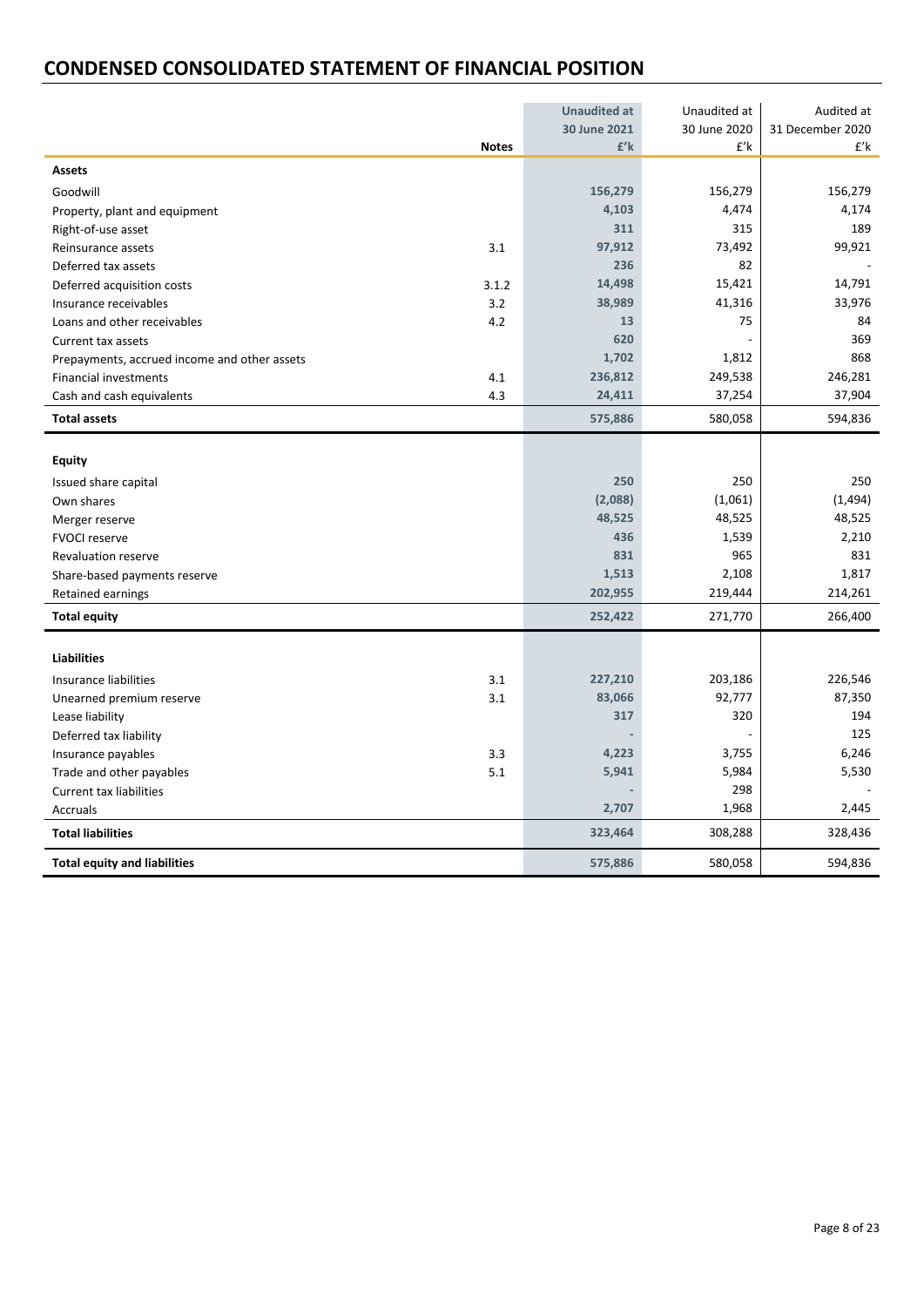# CONDENSED CONSOLIDATED STATEMENT OF FINANCIAL POSITION

| | Notes | Unaudited at 30 June 2021 £'k | Unaudited at 30 June 2020 £'k | Audited at 31 December 2020 £'k |
|---|---|---|---|---|
| **Assets** | | | | |
| Goodwill | | **156,279** | 156,279 | 156,279 |
| Property, plant and equipment | | **4,103** | 4,474 | 4,174 |
| Right-of-use asset | | **311** | 315 | 189 |
| Reinsurance assets | 3.1 | **97,912** | 73,492 | 99,921 |
| Deferred tax assets | | **236** | 82 | - |
| Deferred acquisition costs | 3.1.2 | **14,498** | 15,421 | 14,791 |
| Insurance receivables | 3.2 | **38,989** | 41,316 | 33,976 |
| Loans and other receivables | 4.2 | **13** | 75 | 84 |
| Current tax assets | | **620** | - | 369 |
| Prepayments, accrued income and other assets | | **1,702** | 1,812 | 868 |
| Financial investments | 4.1 | **236,812** | 249,538 | 246,281 |
| Cash and cash equivalents | 4.3 | **24,411** | 37,254 | 37,904 |
| **Total assets** | | **575,886** | 580,058 | 594,836 |
| **Equity** | | | | |
| Issued share capital | | **250** | 250 | 250 |
| Own shares | | **(2,088)** | (1,061) | (1,494) |
| Merger reserve | | **48,525** | 48,525 | 48,525 |
| FVOCI reserve | | **436** | 1,539 | 2,210 |
| Revaluation reserve | | **831** | 965 | 831 |
| Share-based payments reserve | | **1,513** | 2,108 | 1,817 |
| Retained earnings | | **202,955** | 219,444 | 214,261 |
| **Total equity** | | **252,422** | 271,770 | 266,400 |
| **Liabilities** | | | | |
| Insurance liabilities | 3.1 | **227,210** | 203,186 | 226,546 |
| Unearned premium reserve | 3.1 | **83,066** | 92,777 | 87,350 |
| Lease liability | | **317** | 320 | 194 |
| Deferred tax liability | | **-** | - | 125 |
| Insurance payables | 3.3 | **4,223** | 3,755 | 6,246 |
| Trade and other payables | 5.1 | **5,941** | 5,984 | 5,530 |
| Current tax liabilities | | **-** | 298 | - |
| Accruals | | **2,707** | 1,968 | 2,445 |
| **Total liabilities** | | **323,464** | 308,288 | 328,436 |
| **Total equity and liabilities** | | **575,886** | 580,058 | 594,836 |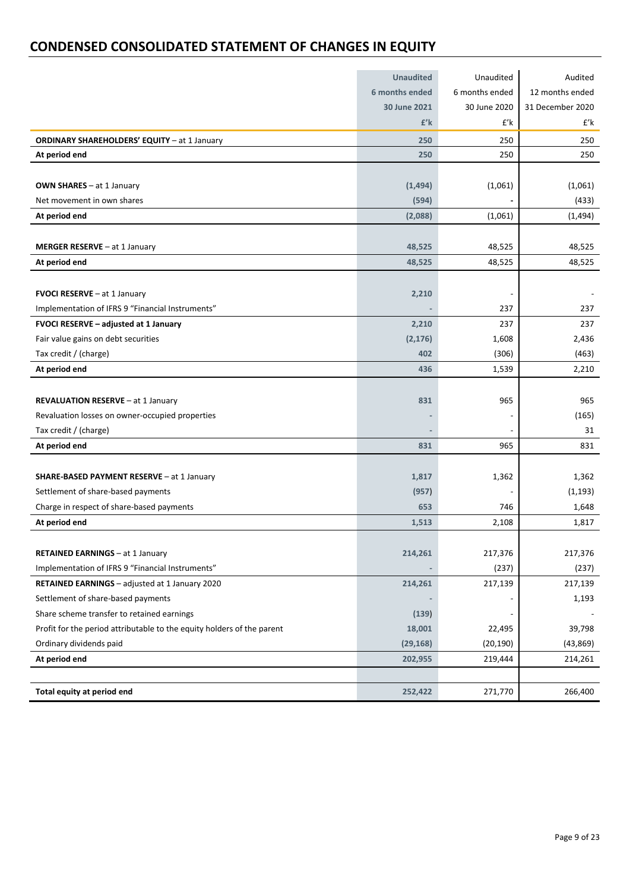# CONDENSED CONSOLIDATED STATEMENT OF CHANGES IN EQUITY

| | Unaudited 6 months ended 30 June 2021 £'k | Unaudited 6 months ended 30 June 2020 £'k | Audited 12 months ended 31 December 2020 £'k |
|---|---|---|---|
| **ORDINARY SHAREHOLDERS' EQUITY** – at 1 January | 250 | 250 | 250 |
| **At period end** | 250 | 250 | 250 |
| | | | |
| **OWN SHARES** – at 1 January | (1,494) | (1,061) | (1,061) |
| Net movement in own shares | (594) | - | (433) |
| **At period end** | (2,088) | (1,061) | (1,494) |
| | | | |
| **MERGER RESERVE** – at 1 January | 48,525 | 48,525 | 48,525 |
| **At period end** | 48,525 | 48,525 | 48,525 |
| | | | |
| **FVOCI RESERVE** – at 1 January | 2,210 | - | - |
| Implementation of IFRS 9 "Financial Instruments" | - | 237 | 237 |
| **FVOCI RESERVE – adjusted at 1 January** | 2,210 | 237 | 237 |
| Fair value gains on debt securities | (2,176) | 1,608 | 2,436 |
| Tax credit / (charge) | 402 | (306) | (463) |
| **At period end** | 436 | 1,539 | 2,210 |
| | | | |
| **REVALUATION RESERVE** – at 1 January | 831 | 965 | 965 |
| Revaluation losses on owner-occupied properties | - | - | (165) |
| Tax credit / (charge) | - | - | 31 |
| **At period end** | 831 | 965 | 831 |
| | | | |
| **SHARE-BASED PAYMENT RESERVE** – at 1 January | 1,817 | 1,362 | 1,362 |
| Settlement of share-based payments | (957) | - | (1,193) |
| Charge in respect of share-based payments | 653 | 746 | 1,648 |
| **At period end** | 1,513 | 2,108 | 1,817 |
| | | | |
| **RETAINED EARNINGS** – at 1 January | 214,261 | 217,376 | 217,376 |
| Implementation of IFRS 9 "Financial Instruments" | - | (237) | (237) |
| **RETAINED EARNINGS** – adjusted at 1 January 2020 | 214,261 | 217,139 | 217,139 |
| Settlement of share-based payments | - | - | 1,193 |
| Share scheme transfer to retained earnings | (139) | - | - |
| Profit for the period attributable to the equity holders of the parent | 18,001 | 22,495 | 39,798 |
| Ordinary dividends paid | (29,168) | (20,190) | (43,869) |
| **At period end** | 202,955 | 219,444 | 214,261 |
| | | | |
| **Total equity at period end** | 252,422 | 271,770 | 266,400 |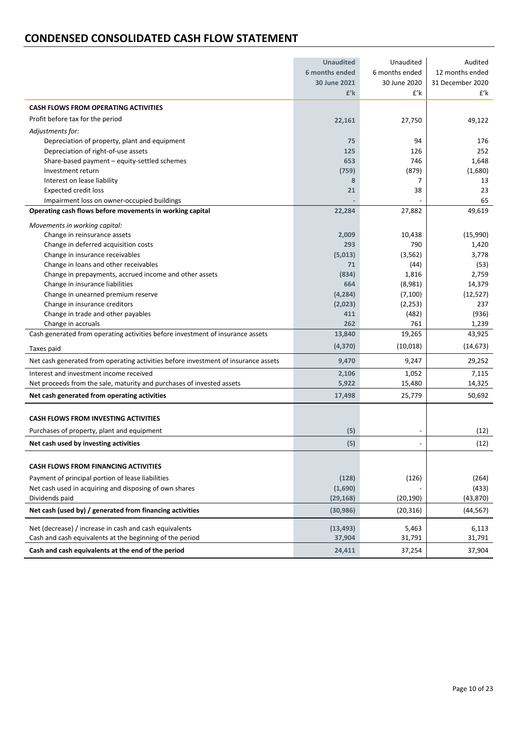# CONDENSED CONSOLIDATED CASH FLOW STATEMENT

| | **Unaudited 6 months ended 30 June 2021 £'k** | Unaudited 6 months ended 30 June 2020 £'k | Audited 12 months ended 31 December 2020 £'k |
|---|---|---|---|
| **CASH FLOWS FROM OPERATING ACTIVITIES** | | | |
| Profit before tax for the period | **22,161** | 27,750 | 49,122 |
| *Adjustments for:* | | | |
| Depreciation of property, plant and equipment | **75** | 94 | 176 |
| Depreciation of right-of-use assets | **125** | 126 | 252 |
| Share-based payment – equity-settled schemes | **653** | 746 | 1,648 |
| Investment return | **(759)** | (879) | (1,680) |
| Interest on lease liability | **8** | 7 | 13 |
| Expected credit loss | **21** | 38 | 23 |
| Impairment loss on owner-occupied buildings | **-** | - | 65 |
| **Operating cash flows before movements in working capital** | **22,284** | 27,882 | 49,619 |
| *Movements in working capital:* | | | |
| Change in reinsurance assets | **2,009** | 10,438 | (15,990) |
| Change in deferred acquisition costs | **293** | 790 | 1,420 |
| Change in insurance receivables | **(5,013)** | (3,562) | 3,778 |
| Change in loans and other receivables | **71** | (44) | (53) |
| Change in prepayments, accrued income and other assets | **(834)** | 1,816 | 2,759 |
| Change in insurance liabilities | **664** | (8,981) | 14,379 |
| Change in unearned premium reserve | **(4,284)** | (7,100) | (12,527) |
| Change in insurance creditors | **(2,023)** | (2,253) | 237 |
| Change in trade and other payables | **411** | (482) | (936) |
| Change in accruals | **262** | 761 | 1,239 |
| Cash generated from operating activities before investment of insurance assets | **13,840** | 19,265 | 43,925 |
| Taxes paid | **(4,370)** | (10,018) | (14,673) |
| Net cash generated from operating activities before investment of insurance assets | **9,470** | 9,247 | 29,252 |
| Interest and investment income received | **2,106** | 1,052 | 7,115 |
| Net proceeds from the sale, maturity and purchases of invested assets | **5,922** | 15,480 | 14,325 |
| **Net cash generated from operating activities** | **17,498** | 25,779 | 50,692 |
| **CASH FLOWS FROM INVESTING ACTIVITIES** | | | |
| Purchases of property, plant and equipment | **(5)** | - | (12) |
| **Net cash used by investing activities** | **(5)** | - | (12) |
| **CASH FLOWS FROM FINANCING ACTIVITIES** | | | |
| Payment of principal portion of lease liabilities | **(128)** | (126) | (264) |
| Net cash used in acquiring and disposing of own shares | **(1,690)** | - | (433) |
| Dividends paid | **(29,168)** | (20,190) | (43,870) |
| **Net cash (used by) / generated from financing activities** | **(30,986)** | (20,316) | (44,567) |
| Net (decrease) / increase in cash and cash equivalents | **(13,493)** | 5,463 | 6,113 |
| Cash and cash equivalents at the beginning of the period | **37,904** | 31,791 | 31,791 |
| **Cash and cash equivalents at the end of the period** | **24,411** | 37,254 | 37,904 |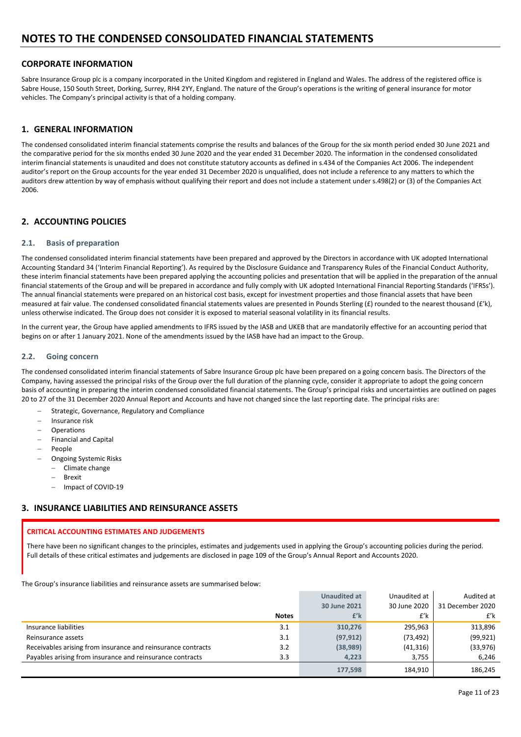# NOTES TO THE CONDENSED CONSOLIDATED FINANCIAL STATEMENTS

## CORPORATE INFORMATION

Sabre Insurance Group plc is a company incorporated in the United Kingdom and registered in England and Wales. The address of the registered office is Sabre House, 150 South Street, Dorking, Surrey, RH4 2YY, England. The nature of the Group's operations is the writing of general insurance for motor vehicles. The Company's principal activity is that of a holding company.

## 1. GENERAL INFORMATION

The condensed consolidated interim financial statements comprise the results and balances of the Group for the six month period ended 30 June 2021 and the comparative period for the six months ended 30 June 2020 and the year ended 31 December 2020. The information in the condensed consolidated interim financial statements is unaudited and does not constitute statutory accounts as defined in s.434 of the Companies Act 2006. The independent auditor's report on the Group accounts for the year ended 31 December 2020 is unqualified, does not include a reference to any matters to which the auditors drew attention by way of emphasis without qualifying their report and does not include a statement under s.498(2) or (3) of the Companies Act 2006.

## 2. ACCOUNTING POLICIES

### 2.1. Basis of preparation

The condensed consolidated interim financial statements have been prepared and approved by the Directors in accordance with UK adopted International Accounting Standard 34 ('Interim Financial Reporting'). As required by the Disclosure Guidance and Transparency Rules of the Financial Conduct Authority, these interim financial statements have been prepared applying the accounting policies and presentation that will be applied in the preparation of the annual financial statements of the Group and will be prepared in accordance and fully comply with UK adopted International Financial Reporting Standards ('IFRSs'). The annual financial statements were prepared on an historical cost basis, except for investment properties and those financial assets that have been measured at fair value. The condensed consolidated financial statements values are presented in Pounds Sterling (£) rounded to the nearest thousand (£'k), unless otherwise indicated. The Group does not consider it is exposed to material seasonal volatility in its financial results.

In the current year, the Group have applied amendments to IFRS issued by the IASB and UKEB that are mandatorily effective for an accounting period that begins on or after 1 January 2021. None of the amendments issued by the IASB have had an impact to the Group.

### 2.2. Going concern

The condensed consolidated interim financial statements of Sabre Insurance Group plc have been prepared on a going concern basis. The Directors of the Company, having assessed the principal risks of the Group over the full duration of the planning cycle, consider it appropriate to adopt the going concern basis of accounting in preparing the interim condensed consolidated financial statements. The Group's principal risks and uncertainties are outlined on pages 20 to 27 of the 31 December 2020 Annual Report and Accounts and have not changed since the last reporting date. The principal risks are:

- Strategic, Governance, Regulatory and Compliance
- Insurance risk
- Operations
- Financial and Capital
- People
- Ongoing Systemic Risks
  - Climate change
  - Brexit
  - Impact of COVID-19

## 3. INSURANCE LIABILITIES AND REINSURANCE ASSETS

**CRITICAL ACCOUNTING ESTIMATES AND JUDGEMENTS**

There have been no significant changes to the principles, estimates and judgements used in applying the Group's accounting policies during the period. Full details of these critical estimates and judgements are disclosed in page 109 of the Group's Annual Report and Accounts 2020.

The Group's insurance liabilities and reinsurance assets are summarised below:

| | Notes | Unaudited at 30 June 2021 £'k | Unaudited at 30 June 2020 £'k | Audited at 31 December 2020 £'k |
|---|---|---|---|---|
| Insurance liabilities | 3.1 | 310,276 | 295,963 | 313,896 |
| Reinsurance assets | 3.1 | (97,912) | (73,492) | (99,921) |
| Receivables arising from insurance and reinsurance contracts | 3.2 | (38,989) | (41,316) | (33,976) |
| Payables arising from insurance and reinsurance contracts | 3.3 | 4,223 | 3,755 | 6,246 |
| | | 177,598 | 184,910 | 186,245 |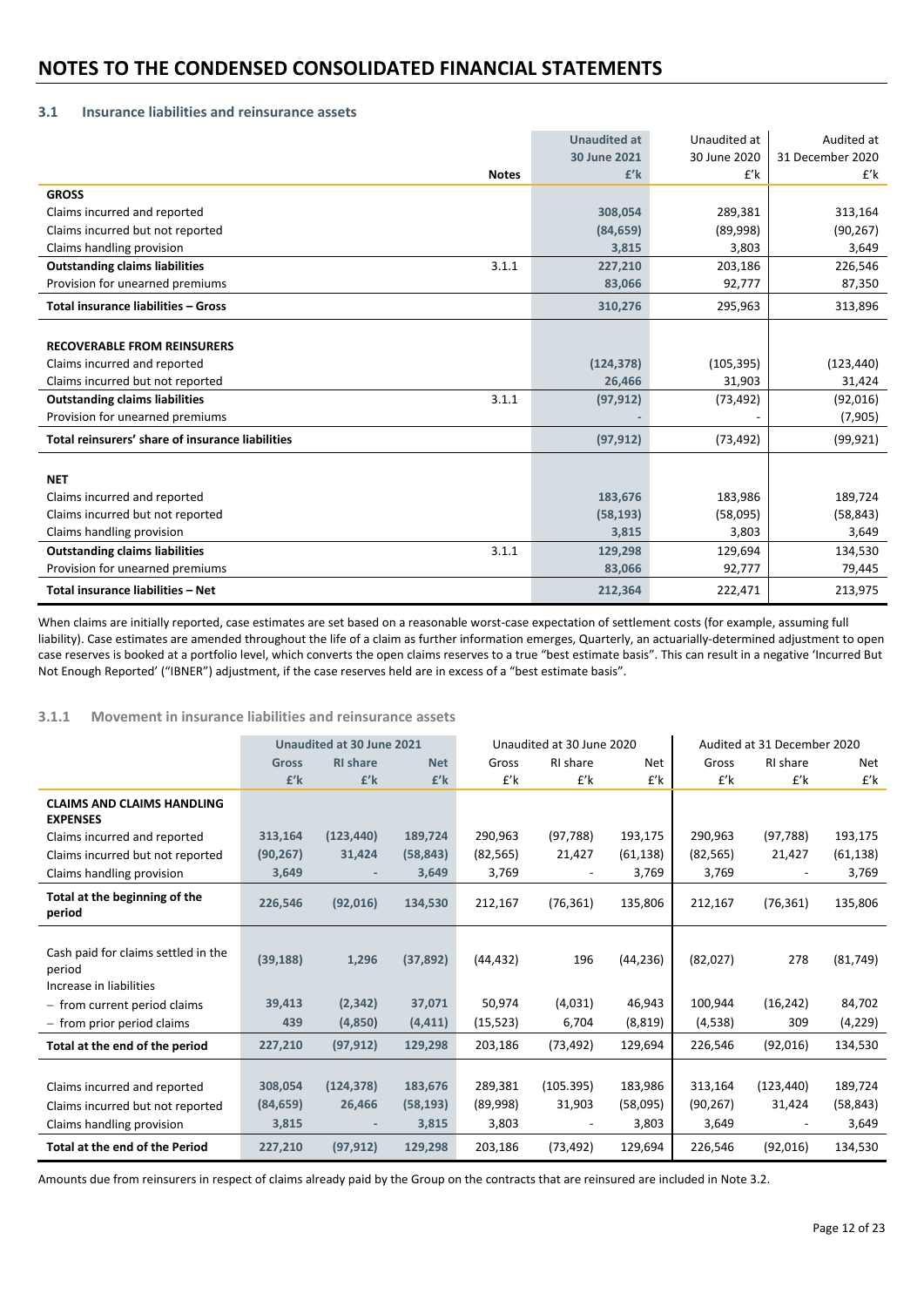# NOTES TO THE CONDENSED CONSOLIDATED FINANCIAL STATEMENTS

### 3.1 Insurance liabilities and reinsurance assets

| | Notes | Unaudited at 30 June 2021 £'k | Unaudited at 30 June 2020 £'k | Audited at 31 December 2020 £'k |
|---|---|---|---|---|
| **GROSS** | | | | |
| Claims incurred and reported | | 308,054 | 289,381 | 313,164 |
| Claims incurred but not reported | | (84,659) | (89,998) | (90,267) |
| Claims handling provision | | 3,815 | 3,803 | 3,649 |
| **Outstanding claims liabilities** | 3.1.1 | 227,210 | 203,186 | 226,546 |
| Provision for unearned premiums | | 83,066 | 92,777 | 87,350 |
| **Total insurance liabilities – Gross** | | 310,276 | 295,963 | 313,896 |
| | | | | |
| **RECOVERABLE FROM REINSURERS** | | | | |
| Claims incurred and reported | | (124,378) | (105,395) | (123,440) |
| Claims incurred but not reported | | 26,466 | 31,903 | 31,424 |
| **Outstanding claims liabilities** | 3.1.1 | (97,912) | (73,492) | (92,016) |
| Provision for unearned premiums | | - | - | (7,905) |
| **Total reinsurers' share of insurance liabilities** | | (97,912) | (73,492) | (99,921) |
| | | | | |
| **NET** | | | | |
| Claims incurred and reported | | 183,676 | 183,986 | 189,724 |
| Claims incurred but not reported | | (58,193) | (58,095) | (58,843) |
| Claims handling provision | | 3,815 | 3,803 | 3,649 |
| **Outstanding claims liabilities** | 3.1.1 | 129,298 | 129,694 | 134,530 |
| Provision for unearned premiums | | 83,066 | 92,777 | 79,445 |
| **Total insurance liabilities – Net** | | 212,364 | 222,471 | 213,975 |

When claims are initially reported, case estimates are set based on a reasonable worst-case expectation of settlement costs (for example, assuming full liability). Case estimates are amended throughout the life of a claim as further information emerges, Quarterly, an actuarially-determined adjustment to open case reserves is booked at a portfolio level, which converts the open claims reserves to a true "best estimate basis". This can result in a negative 'Incurred But Not Enough Reported' ("IBNER") adjustment, if the case reserves held are in excess of a "best estimate basis".

### 3.1.1 Movement in insurance liabilities and reinsurance assets

| | Unaudited at 30 June 2021 | | | Unaudited at 30 June 2020 | | | Audited at 31 December 2020 | | |
|---|---|---|---|---|---|---|---|---|---|
| | Gross £'k | RI share £'k | Net £'k | Gross £'k | RI share £'k | Net £'k | Gross £'k | RI share £'k | Net £'k |
| **CLAIMS AND CLAIMS HANDLING EXPENSES** | | | | | | | | | |
| Claims incurred and reported | 313,164 | (123,440) | 189,724 | 290,963 | (97,788) | 193,175 | 290,963 | (97,788) | 193,175 |
| Claims incurred but not reported | (90,267) | 31,424 | (58,843) | (82,565) | 21,427 | (61,138) | (82,565) | 21,427 | (61,138) |
| Claims handling provision | 3,649 | - | 3,649 | 3,769 | - | 3,769 | 3,769 | - | 3,769 |
| **Total at the beginning of the period** | 226,546 | (92,016) | 134,530 | 212,167 | (76,361) | 135,806 | 212,167 | (76,361) | 135,806 |
| | | | | | | | | | |
| Cash paid for claims settled in the period | (39,188) | 1,296 | (37,892) | (44,432) | 196 | (44,236) | (82,027) | 278 | (81,749) |
| Increase in liabilities | | | | | | | | | |
| − from current period claims | 39,413 | (2,342) | 37,071 | 50,974 | (4,031) | 46,943 | 100,944 | (16,242) | 84,702 |
| − from prior period claims | 439 | (4,850) | (4,411) | (15,523) | 6,704 | (8,819) | (4,538) | 309 | (4,229) |
| **Total at the end of the period** | 227,210 | (97,912) | 129,298 | 203,186 | (73,492) | 129,694 | 226,546 | (92,016) | 134,530 |
| | | | | | | | | | |
| Claims incurred and reported | 308,054 | (124,378) | 183,676 | 289,381 | (105.395) | 183,986 | 313,164 | (123,440) | 189,724 |
| Claims incurred but not reported | (84,659) | 26,466 | (58,193) | (89,998) | 31,903 | (58,095) | (90,267) | 31,424 | (58,843) |
| Claims handling provision | 3,815 | - | 3,815 | 3,803 | - | 3,803 | 3,649 | - | 3,649 |
| **Total at the end of the Period** | 227,210 | (97,912) | 129,298 | 203,186 | (73,492) | 129,694 | 226,546 | (92,016) | 134,530 |

Amounts due from reinsurers in respect of claims already paid by the Group on the contracts that are reinsured are included in Note 3.2.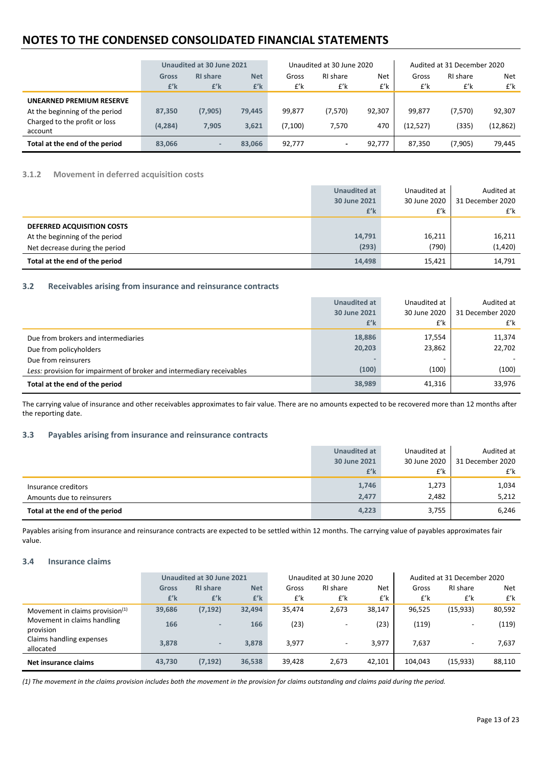# NOTES TO THE CONDENSED CONSOLIDATED FINANCIAL STATEMENTS

| | Unaudited at 30 June 2021 | | | Unaudited at 30 June 2020 | | | Audited at 31 December 2020 | | |
|---|---|---|---|---|---|---|---|---|---|
| | Gross | RI share | Net | Gross | RI share | Net | Gross | RI share | Net |
| | £'k | £'k | £'k | £'k | £'k | £'k | £'k | £'k | £'k |
| **UNEARNED PREMIUM RESERVE** | | | | | | | | | |
| At the beginning of the period | 87,350 | (7,905) | 79,445 | 99,877 | (7,570) | 92,307 | 99,877 | (7,570) | 92,307 |
| Charged to the profit or loss account | (4,284) | 7,905 | 3,621 | (7,100) | 7,570 | 470 | (12,527) | (335) | (12,862) |
| **Total at the end of the period** | 83,066 | - | 83,066 | 92,777 | - | 92,777 | 87,350 | (7,905) | 79,445 |

### 3.1.2 Movement in deferred acquisition costs

| | Unaudited at 30 June 2021 | Unaudited at 30 June 2020 | Audited at 31 December 2020 |
|---|---|---|---|
| | £'k | £'k | £'k |
| **DEFERRED ACQUISITION COSTS** | | | |
| At the beginning of the period | 14,791 | 16,211 | 16,211 |
| Net decrease during the period | (293) | (790) | (1,420) |
| **Total at the end of the period** | 14,498 | 15,421 | 14,791 |

## 3.2 Receivables arising from insurance and reinsurance contracts

| | Unaudited at 30 June 2021 | Unaudited at 30 June 2020 | Audited at 31 December 2020 |
|---|---|---|---|
| | £'k | £'k | £'k |
| Due from brokers and intermediaries | 18,886 | 17,554 | 11,374 |
| Due from policyholders | 20,203 | 23,862 | 22,702 |
| Due from reinsurers | - | - | - |
| *Less:* provision for impairment of broker and intermediary receivables | (100) | (100) | (100) |
| **Total at the end of the period** | 38,989 | 41,316 | 33,976 |

The carrying value of insurance and other receivables approximates to fair value. There are no amounts expected to be recovered more than 12 months after the reporting date.

## 3.3 Payables arising from insurance and reinsurance contracts

| | Unaudited at 30 June 2021 | Unaudited at 30 June 2020 | Audited at 31 December 2020 |
|---|---|---|---|
| | £'k | £'k | £'k |
| Insurance creditors | 1,746 | 1,273 | 1,034 |
| Amounts due to reinsurers | 2,477 | 2,482 | 5,212 |
| **Total at the end of the period** | 4,223 | 3,755 | 6,246 |

Payables arising from insurance and reinsurance contracts are expected to be settled within 12 months. The carrying value of payables approximates fair value.

## 3.4 Insurance claims

| | Unaudited at 30 June 2021 | | | Unaudited at 30 June 2020 | | | Audited at 31 December 2020 | | |
|---|---|---|---|---|---|---|---|---|---|
| | Gross | RI share | Net | Gross | RI share | Net | Gross | RI share | Net |
| | £'k | £'k | £'k | £'k | £'k | £'k | £'k | £'k | £'k |
| Movement in claims provision[(1)] | 39,686 | (7,192) | 32,494 | 35,474 | 2,673 | 38,147 | 96,525 | (15,933) | 80,592 |
| Movement in claims handling provision | 166 | - | 166 | (23) | - | (23) | (119) | - | (119) |
| Claims handling expenses allocated | 3,878 | - | 3,878 | 3,977 | - | 3,977 | 7,637 | - | 7,637 |
| **Net insurance claims** | 43,730 | (7,192) | 36,538 | 39,428 | 2,673 | 42,101 | 104,043 | (15,933) | 88,110 |

*(1) The movement in the claims provision includes both the movement in the provision for claims outstanding and claims paid during the period.*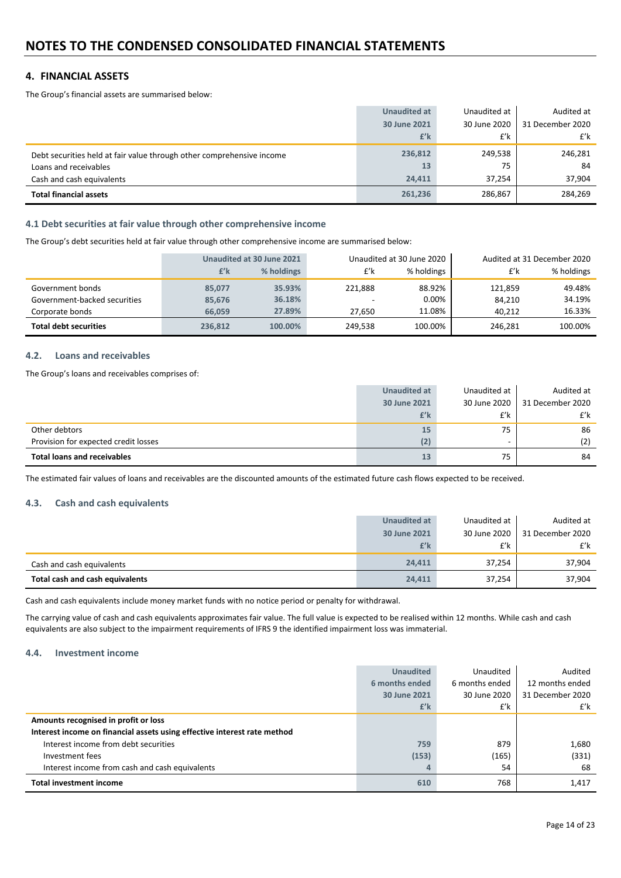# NOTES TO THE CONDENSED CONSOLIDATED FINANCIAL STATEMENTS

## 4. FINANCIAL ASSETS

The Group's financial assets are summarised below:

| | Unaudited at 30 June 2021 £'k | Unaudited at 30 June 2020 £'k | Audited at 31 December 2020 £'k |
|---|---|---|---|
| Debt securities held at fair value through other comprehensive income | 236,812 | 249,538 | 246,281 |
| Loans and receivables | 13 | 75 | 84 |
| Cash and cash equivalents | 24,411 | 37,254 | 37,904 |
| **Total financial assets** | **261,236** | **286,867** | **284,269** |

### 4.1 Debt securities at fair value through other comprehensive income

The Group's debt securities held at fair value through other comprehensive income are summarised below:

| | Unaudited at 30 June 2021 | | Unaudited at 30 June 2020 | | Audited at 31 December 2020 | |
|---|---|---|---|---|---|---|
| | £'k | % holdings | £'k | % holdings | £'k | % holdings |
| Government bonds | 85,077 | 35.93% | 221,888 | 88.92% | 121,859 | 49.48% |
| Government-backed securities | 85,676 | 36.18% | - | 0.00% | 84,210 | 34.19% |
| Corporate bonds | 66,059 | 27.89% | 27,650 | 11.08% | 40,212 | 16.33% |
| **Total debt securities** | **236,812** | **100.00%** | **249,538** | **100.00%** | **246,281** | **100.00%** |

### 4.2. Loans and receivables

The Group's loans and receivables comprises of:

| | Unaudited at 30 June 2021 £'k | Unaudited at 30 June 2020 £'k | Audited at 31 December 2020 £'k |
|---|---|---|---|
| Other debtors | 15 | 75 | 86 |
| Provision for expected credit losses | (2) | - | (2) |
| **Total loans and receivables** | **13** | **75** | **84** |

The estimated fair values of loans and receivables are the discounted amounts of the estimated future cash flows expected to be received.

### 4.3. Cash and cash equivalents

| | Unaudited at 30 June 2021 £'k | Unaudited at 30 June 2020 £'k | Audited at 31 December 2020 £'k |
|---|---|---|---|
| Cash and cash equivalents | 24,411 | 37,254 | 37,904 |
| **Total cash and cash equivalents** | **24,411** | **37,254** | **37,904** |

Cash and cash equivalents include money market funds with no notice period or penalty for withdrawal.

The carrying value of cash and cash equivalents approximates fair value. The full value is expected to be realised within 12 months. While cash and cash equivalents are also subject to the impairment requirements of IFRS 9 the identified impairment loss was immaterial.

### 4.4. Investment income

| | Unaudited 6 months ended 30 June 2021 £'k | Unaudited 6 months ended 30 June 2020 £'k | Audited 12 months ended 31 December 2020 £'k |
|---|---|---|---|
| **Amounts recognised in profit or loss** | | | |
| **Interest income on financial assets using effective interest rate method** | | | |
| Interest income from debt securities | 759 | 879 | 1,680 |
| Investment fees | (153) | (165) | (331) |
| Interest income from cash and cash equivalents | 4 | 54 | 68 |
| **Total investment income** | **610** | **768** | **1,417** |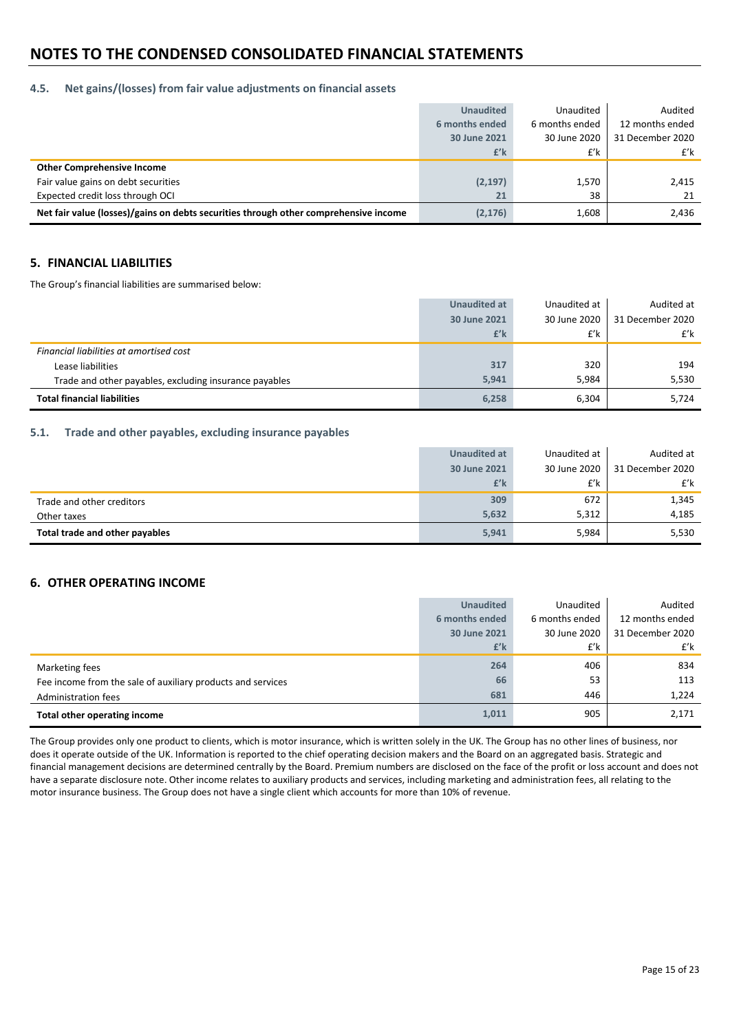# NOTES TO THE CONDENSED CONSOLIDATED FINANCIAL STATEMENTS

### 4.5. Net gains/(losses) from fair value adjustments on financial assets

| | Unaudited 6 months ended 30 June 2021 £'k | Unaudited 6 months ended 30 June 2020 £'k | Audited 12 months ended 31 December 2020 £'k |
|---|---|---|---|
| **Other Comprehensive Income** | | | |
| Fair value gains on debt securities | (2,197) | 1,570 | 2,415 |
| Expected credit loss through OCI | 21 | 38 | 21 |
| **Net fair value (losses)/gains on debts securities through other comprehensive income** | (2,176) | 1,608 | 2,436 |

## 5. FINANCIAL LIABILITIES

The Group's financial liabilities are summarised below:

| | Unaudited at 30 June 2021 £'k | Unaudited at 30 June 2020 £'k | Audited at 31 December 2020 £'k |
|---|---|---|---|
| *Financial liabilities at amortised cost* | | | |
| Lease liabilities | 317 | 320 | 194 |
| Trade and other payables, excluding insurance payables | 5,941 | 5,984 | 5,530 |
| **Total financial liabilities** | 6,258 | 6,304 | 5,724 |

### 5.1. Trade and other payables, excluding insurance payables

| | Unaudited at 30 June 2021 £'k | Unaudited at 30 June 2020 £'k | Audited at 31 December 2020 £'k |
|---|---|---|---|
| Trade and other creditors | 309 | 672 | 1,345 |
| Other taxes | 5,632 | 5,312 | 4,185 |
| **Total trade and other payables** | 5,941 | 5,984 | 5,530 |

## 6. OTHER OPERATING INCOME

| | Unaudited 6 months ended 30 June 2021 £'k | Unaudited 6 months ended 30 June 2020 £'k | Audited 12 months ended 31 December 2020 £'k |
|---|---|---|---|
| Marketing fees | 264 | 406 | 834 |
| Fee income from the sale of auxiliary products and services | 66 | 53 | 113 |
| Administration fees | 681 | 446 | 1,224 |
| **Total other operating income** | 1,011 | 905 | 2,171 |

The Group provides only one product to clients, which is motor insurance, which is written solely in the UK. The Group has no other lines of business, nor does it operate outside of the UK. Information is reported to the chief operating decision makers and the Board on an aggregated basis. Strategic and financial management decisions are determined centrally by the Board. Premium numbers are disclosed on the face of the profit or loss account and does not have a separate disclosure note. Other income relates to auxiliary products and services, including marketing and administration fees, all relating to the motor insurance business. The Group does not have a single client which accounts for more than 10% of revenue.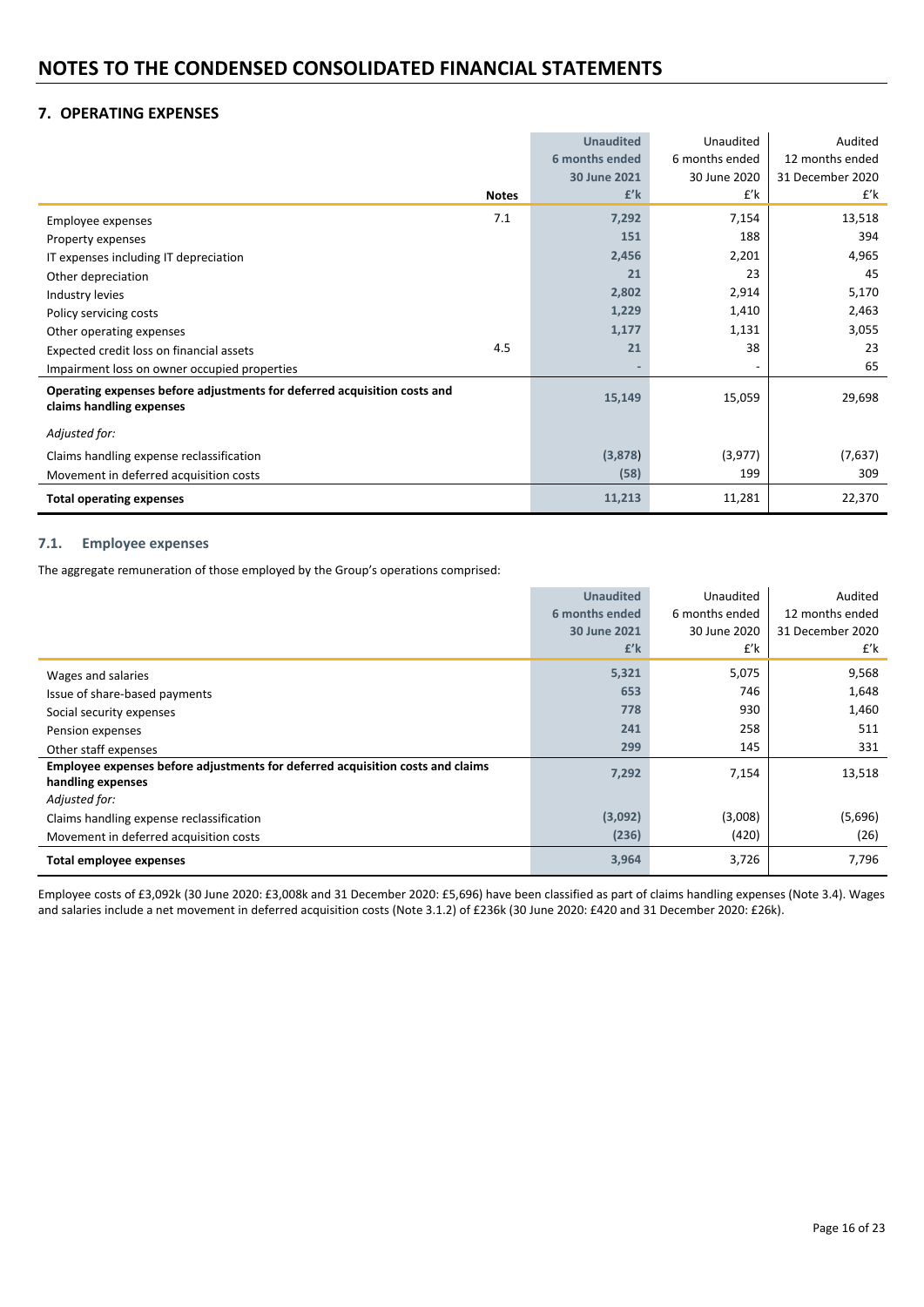# NOTES TO THE CONDENSED CONSOLIDATED FINANCIAL STATEMENTS

## 7. OPERATING EXPENSES

| | Notes | Unaudited 6 months ended 30 June 2021 £'k | Unaudited 6 months ended 30 June 2020 £'k | Audited 12 months ended 31 December 2020 £'k |
|---|---|---|---|---|
| Employee expenses | 7.1 | 7,292 | 7,154 | 13,518 |
| Property expenses | | 151 | 188 | 394 |
| IT expenses including IT depreciation | | 2,456 | 2,201 | 4,965 |
| Other depreciation | | 21 | 23 | 45 |
| Industry levies | | 2,802 | 2,914 | 5,170 |
| Policy servicing costs | | 1,229 | 1,410 | 2,463 |
| Other operating expenses | | 1,177 | 1,131 | 3,055 |
| Expected credit loss on financial assets | 4.5 | 21 | 38 | 23 |
| Impairment loss on owner occupied properties | | - | - | 65 |
| **Operating expenses before adjustments for deferred acquisition costs and claims handling expenses** | | **15,149** | **15,059** | **29,698** |
| *Adjusted for:* | | | | |
| Claims handling expense reclassification | | (3,878) | (3,977) | (7,637) |
| Movement in deferred acquisition costs | | (58) | 199 | 309 |
| **Total operating expenses** | | **11,213** | **11,281** | **22,370** |

### 7.1. Employee expenses

The aggregate remuneration of those employed by the Group's operations comprised:

| | Unaudited 6 months ended 30 June 2021 £'k | Unaudited 6 months ended 30 June 2020 £'k | Audited 12 months ended 31 December 2020 £'k |
|---|---|---|---|
| Wages and salaries | 5,321 | 5,075 | 9,568 |
| Issue of share-based payments | 653 | 746 | 1,648 |
| Social security expenses | 778 | 930 | 1,460 |
| Pension expenses | 241 | 258 | 511 |
| Other staff expenses | 299 | 145 | 331 |
| **Employee expenses before adjustments for deferred acquisition costs and claims handling expenses** | **7,292** | **7,154** | **13,518** |
| *Adjusted for:* | | | |
| Claims handling expense reclassification | (3,092) | (3,008) | (5,696) |
| Movement in deferred acquisition costs | (236) | (420) | (26) |
| **Total employee expenses** | **3,964** | **3,726** | **7,796** |

Employee costs of £3,092k (30 June 2020: £3,008k and 31 December 2020: £5,696) have been classified as part of claims handling expenses (Note 3.4). Wages and salaries include a net movement in deferred acquisition costs (Note 3.1.2) of £236k (30 June 2020: £420 and 31 December 2020: £26k).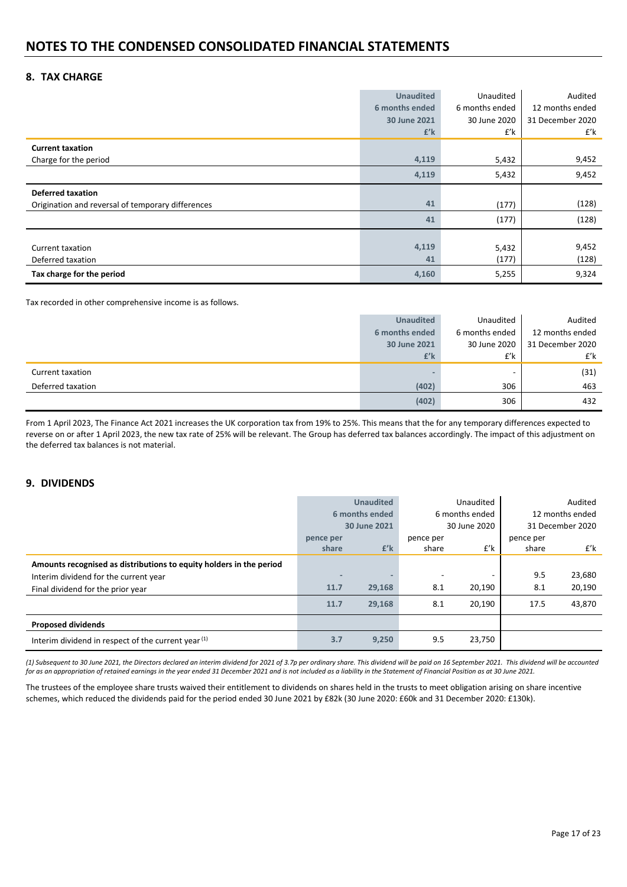# NOTES TO THE CONDENSED CONSOLIDATED FINANCIAL STATEMENTS

## 8. TAX CHARGE

| | Unaudited 6 months ended 30 June 2021 £'k | Unaudited 6 months ended 30 June 2020 £'k | Audited 12 months ended 31 December 2020 £'k |
|---|---|---|---|
| **Current taxation** | | | |
| Charge for the period | 4,119 | 5,432 | 9,452 |
| | 4,119 | 5,432 | 9,452 |
| **Deferred taxation** | | | |
| Origination and reversal of temporary differences | 41 | (177) | (128) |
| | 41 | (177) | (128) |
| Current taxation | 4,119 | 5,432 | 9,452 |
| Deferred taxation | 41 | (177) | (128) |
| **Tax charge for the period** | 4,160 | 5,255 | 9,324 |

Tax recorded in other comprehensive income is as follows.

| | Unaudited 6 months ended 30 June 2021 £'k | Unaudited 6 months ended 30 June 2020 £'k | Audited 12 months ended 31 December 2020 £'k |
|---|---|---|---|
| Current taxation | - | - | (31) |
| Deferred taxation | (402) | 306 | 463 |
| | (402) | 306 | 432 |

From 1 April 2023, The Finance Act 2021 increases the UK corporation tax from 19% to 25%. This means that the for any temporary differences expected to reverse on or after 1 April 2023, the new tax rate of 25% will be relevant. The Group has deferred tax balances accordingly. The impact of this adjustment on the deferred tax balances is not material.

## 9. DIVIDENDS

| | Unaudited 6 months ended 30 June 2021 | | Unaudited 6 months ended 30 June 2020 | | Audited 12 months ended 31 December 2020 | |
|---|---|---|---|---|---|---|
| | pence per share | £'k | pence per share | £'k | pence per share | £'k |
| **Amounts recognised as distributions to equity holders in the period** | | | | | | |
| Interim dividend for the current year | - | - | - | - | 9.5 | 23,680 |
| Final dividend for the prior year | 11.7 | 29,168 | 8.1 | 20,190 | 8.1 | 20,190 |
| | 11.7 | 29,168 | 8.1 | 20,190 | 17.5 | 43,870 |
| **Proposed dividends** | | | | | | |
| Interim dividend in respect of the current year [(1)] | 3.7 | 9,250 | 9.5 | 23,750 | | |

*(1) Subsequent to 30 June 2021, the Directors declared an interim dividend for 2021 of 3.7p per ordinary share. This dividend will be paid on 16 September 2021. This dividend will be accounted for as an appropriation of retained earnings in the year ended 31 December 2021 and is not included as a liability in the Statement of Financial Position as at 30 June 2021.*

The trustees of the employee share trusts waived their entitlement to dividends on shares held in the trusts to meet obligation arising on share incentive schemes, which reduced the dividends paid for the period ended 30 June 2021 by £82k (30 June 2020: £60k and 31 December 2020: £130k).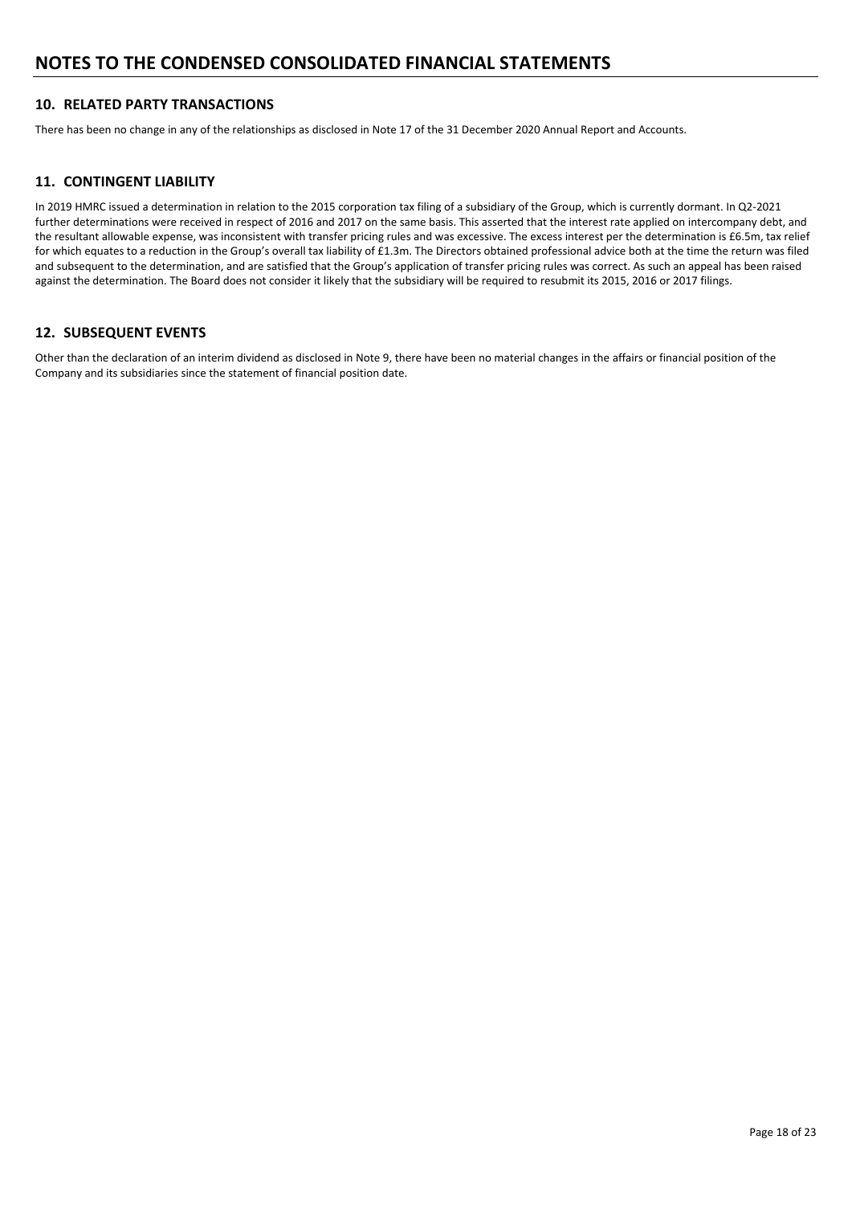# NOTES TO THE CONDENSED CONSOLIDATED FINANCIAL STATEMENTS

## 10. RELATED PARTY TRANSACTIONS

There has been no change in any of the relationships as disclosed in Note 17 of the 31 December 2020 Annual Report and Accounts.

## 11. CONTINGENT LIABILITY

In 2019 HMRC issued a determination in relation to the 2015 corporation tax filing of a subsidiary of the Group, which is currently dormant. In Q2-2021 further determinations were received in respect of 2016 and 2017 on the same basis. This asserted that the interest rate applied on intercompany debt, and the resultant allowable expense, was inconsistent with transfer pricing rules and was excessive. The excess interest per the determination is £6.5m, tax relief for which equates to a reduction in the Group's overall tax liability of £1.3m. The Directors obtained professional advice both at the time the return was filed and subsequent to the determination, and are satisfied that the Group's application of transfer pricing rules was correct. As such an appeal has been raised against the determination. The Board does not consider it likely that the subsidiary will be required to resubmit its 2015, 2016 or 2017 filings.

## 12. SUBSEQUENT EVENTS

Other than the declaration of an interim dividend as disclosed in Note 9, there have been no material changes in the affairs or financial position of the Company and its subsidiaries since the statement of financial position date.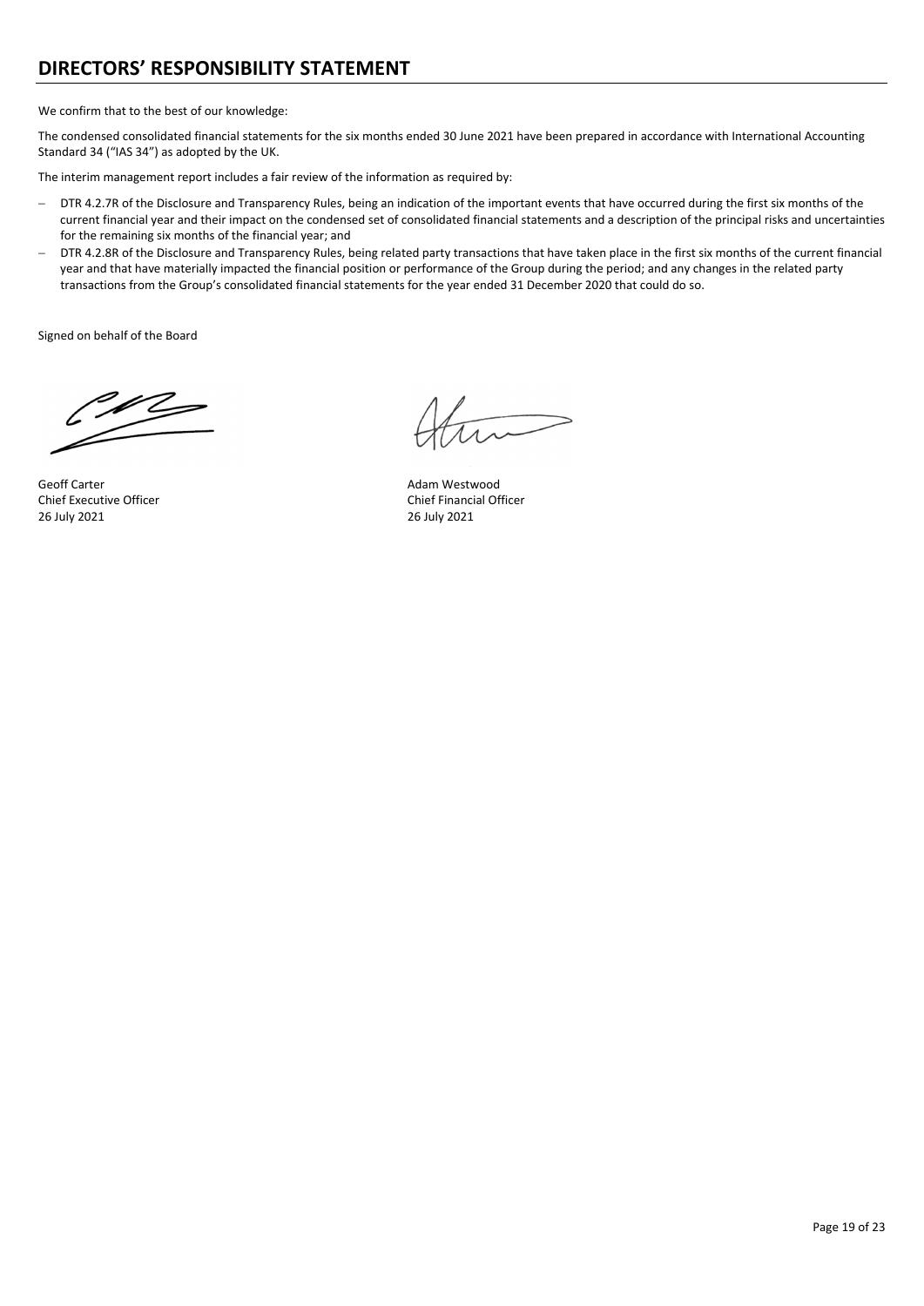# DIRECTORS' RESPONSIBILITY STATEMENT

We confirm that to the best of our knowledge:

The condensed consolidated financial statements for the six months ended 30 June 2021 have been prepared in accordance with International Accounting Standard 34 ("IAS 34") as adopted by the UK.

The interim management report includes a fair review of the information as required by:

- DTR 4.2.7R of the Disclosure and Transparency Rules, being an indication of the important events that have occurred during the first six months of the current financial year and their impact on the condensed set of consolidated financial statements and a description of the principal risks and uncertainties for the remaining six months of the financial year; and
- DTR 4.2.8R of the Disclosure and Transparency Rules, being related party transactions that have taken place in the first six months of the current financial year and that have materially impacted the financial position or performance of the Group during the period; and any changes in the related party transactions from the Group's consolidated financial statements for the year ended 31 December 2020 that could do so.

Signed on behalf of the Board

Geoff Carter
Chief Executive Officer
26 July 2021

Adam Westwood
Chief Financial Officer
26 July 2021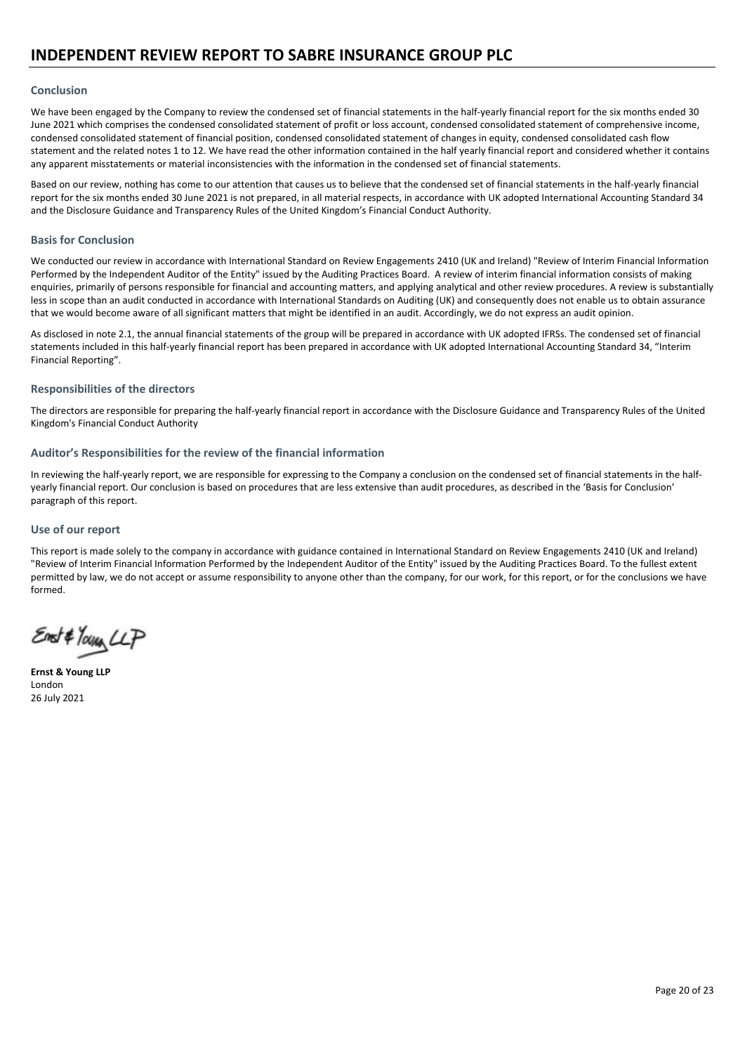# INDEPENDENT REVIEW REPORT TO SABRE INSURANCE GROUP PLC

## Conclusion

We have been engaged by the Company to review the condensed set of financial statements in the half-yearly financial report for the six months ended 30 June 2021 which comprises the condensed consolidated statement of profit or loss account, condensed consolidated statement of comprehensive income, condensed consolidated statement of financial position, condensed consolidated statement of changes in equity, condensed consolidated cash flow statement and the related notes 1 to 12. We have read the other information contained in the half yearly financial report and considered whether it contains any apparent misstatements or material inconsistencies with the information in the condensed set of financial statements.

Based on our review, nothing has come to our attention that causes us to believe that the condensed set of financial statements in the half-yearly financial report for the six months ended 30 June 2021 is not prepared, in all material respects, in accordance with UK adopted International Accounting Standard 34 and the Disclosure Guidance and Transparency Rules of the United Kingdom's Financial Conduct Authority.

## Basis for Conclusion

We conducted our review in accordance with International Standard on Review Engagements 2410 (UK and Ireland) "Review of Interim Financial Information Performed by the Independent Auditor of the Entity" issued by the Auditing Practices Board. A review of interim financial information consists of making enquiries, primarily of persons responsible for financial and accounting matters, and applying analytical and other review procedures. A review is substantially less in scope than an audit conducted in accordance with International Standards on Auditing (UK) and consequently does not enable us to obtain assurance that we would become aware of all significant matters that might be identified in an audit. Accordingly, we do not express an audit opinion.

As disclosed in note 2.1, the annual financial statements of the group will be prepared in accordance with UK adopted IFRSs. The condensed set of financial statements included in this half-yearly financial report has been prepared in accordance with UK adopted International Accounting Standard 34, "Interim Financial Reporting".

## Responsibilities of the directors

The directors are responsible for preparing the half-yearly financial report in accordance with the Disclosure Guidance and Transparency Rules of the United Kingdom's Financial Conduct Authority

## Auditor's Responsibilities for the review of the financial information

In reviewing the half-yearly report, we are responsible for expressing to the Company a conclusion on the condensed set of financial statements in the half-yearly financial report. Our conclusion is based on procedures that are less extensive than audit procedures, as described in the 'Basis for Conclusion' paragraph of this report.

## Use of our report

This report is made solely to the company in accordance with guidance contained in International Standard on Review Engagements 2410 (UK and Ireland) "Review of Interim Financial Information Performed by the Independent Auditor of the Entity" issued by the Auditing Practices Board. To the fullest extent permitted by law, we do not accept or assume responsibility to anyone other than the company, for our work, for this report, or for the conclusions we have formed.

Ernst & Young LLP

**Ernst & Young LLP**
London
26 July 2021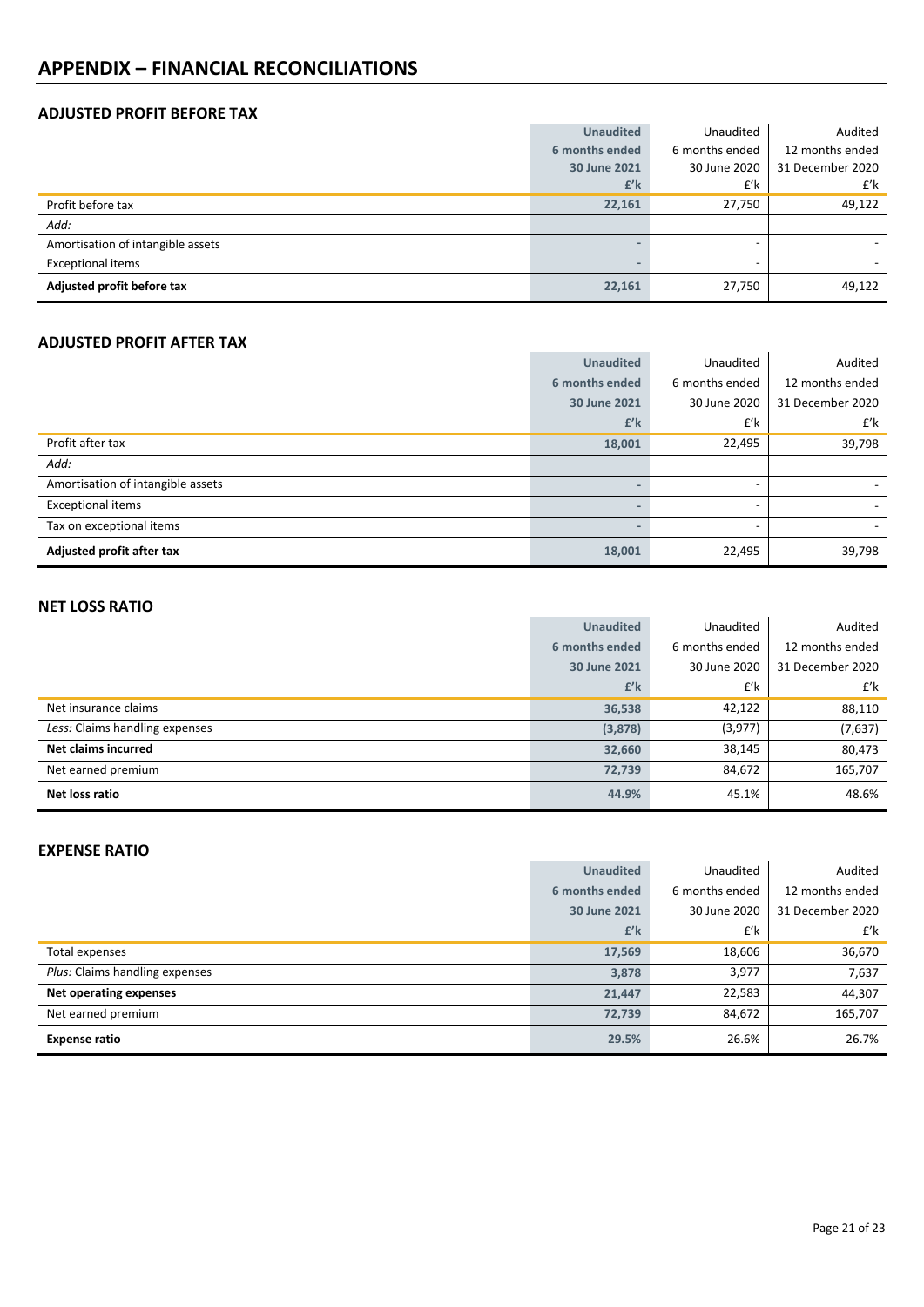# APPENDIX – FINANCIAL RECONCILIATIONS

## ADJUSTED PROFIT BEFORE TAX

| | Unaudited 6 months ended 30 June 2021 £'k | Unaudited 6 months ended 30 June 2020 £'k | Audited 12 months ended 31 December 2020 £'k |
|---|---|---|---|
| Profit before tax | 22,161 | 27,750 | 49,122 |
| *Add:* | | | |
| Amortisation of intangible assets | - | - | - |
| Exceptional items | - | - | - |
| **Adjusted profit before tax** | 22,161 | 27,750 | 49,122 |

## ADJUSTED PROFIT AFTER TAX

| | Unaudited 6 months ended 30 June 2021 £'k | Unaudited 6 months ended 30 June 2020 £'k | Audited 12 months ended 31 December 2020 £'k |
|---|---|---|---|
| Profit after tax | 18,001 | 22,495 | 39,798 |
| *Add:* | | | |
| Amortisation of intangible assets | - | - | - |
| Exceptional items | - | - | - |
| Tax on exceptional items | - | - | - |
| **Adjusted profit after tax** | 18,001 | 22,495 | 39,798 |

## NET LOSS RATIO

| | Unaudited 6 months ended 30 June 2021 £'k | Unaudited 6 months ended 30 June 2020 £'k | Audited 12 months ended 31 December 2020 £'k |
|---|---|---|---|
| Net insurance claims | 36,538 | 42,122 | 88,110 |
| *Less:* Claims handling expenses | (3,878) | (3,977) | (7,637) |
| **Net claims incurred** | 32,660 | 38,145 | 80,473 |
| Net earned premium | 72,739 | 84,672 | 165,707 |
| **Net loss ratio** | 44.9% | 45.1% | 48.6% |

## EXPENSE RATIO

| | Unaudited 6 months ended 30 June 2021 £'k | Unaudited 6 months ended 30 June 2020 £'k | Audited 12 months ended 31 December 2020 £'k |
|---|---|---|---|
| Total expenses | 17,569 | 18,606 | 36,670 |
| *Plus:* Claims handling expenses | 3,878 | 3,977 | 7,637 |
| **Net operating expenses** | 21,447 | 22,583 | 44,307 |
| Net earned premium | 72,739 | 84,672 | 165,707 |
| **Expense ratio** | 29.5% | 26.6% | 26.7% |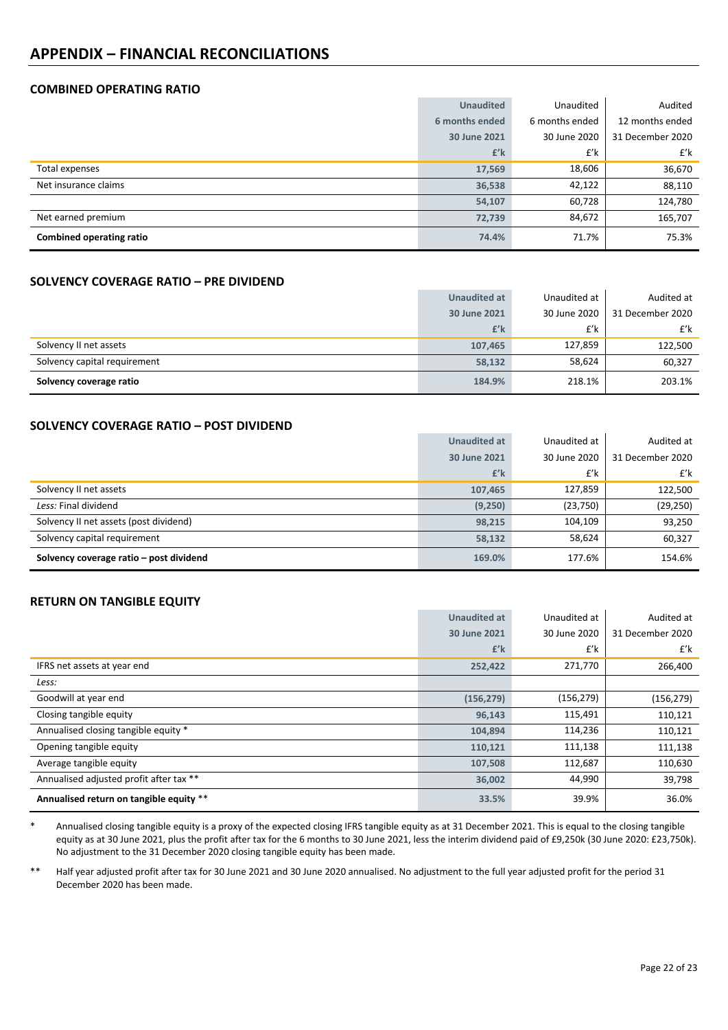# APPENDIX – FINANCIAL RECONCILIATIONS

## COMBINED OPERATING RATIO

| | Unaudited | Unaudited | Audited |
|---|---|---|---|
| | 6 months ended | 6 months ended | 12 months ended |
| | 30 June 2021 | 30 June 2020 | 31 December 2020 |
| | £'k | £'k | £'k |
| Total expenses | 17,569 | 18,606 | 36,670 |
| Net insurance claims | 36,538 | 42,122 | 88,110 |
| | 54,107 | 60,728 | 124,780 |
| Net earned premium | 72,739 | 84,672 | 165,707 |
| **Combined operating ratio** | **74.4%** | **71.7%** | **75.3%** |

## SOLVENCY COVERAGE RATIO – PRE DIVIDEND

| | Unaudited at | Unaudited at | Audited at |
|---|---|---|---|
| | 30 June 2021 | 30 June 2020 | 31 December 2020 |
| | £'k | £'k | £'k |
| Solvency II net assets | 107,465 | 127,859 | 122,500 |
| Solvency capital requirement | 58,132 | 58,624 | 60,327 |
| **Solvency coverage ratio** | **184.9%** | **218.1%** | **203.1%** |

## SOLVENCY COVERAGE RATIO – POST DIVIDEND

| | Unaudited at | Unaudited at | Audited at |
|---|---|---|---|
| | 30 June 2021 | 30 June 2020 | 31 December 2020 |
| | £'k | £'k | £'k |
| Solvency II net assets | 107,465 | 127,859 | 122,500 |
| *Less:* Final dividend | (9,250) | (23,750) | (29,250) |
| Solvency II net assets (post dividend) | 98,215 | 104,109 | 93,250 |
| Solvency capital requirement | 58,132 | 58,624 | 60,327 |
| **Solvency coverage ratio – post dividend** | **169.0%** | **177.6%** | **154.6%** |

## RETURN ON TANGIBLE EQUITY

| | Unaudited at | Unaudited at | Audited at |
|---|---|---|---|
| | 30 June 2021 | 30 June 2020 | 31 December 2020 |
| | £'k | £'k | £'k |
| IFRS net assets at year end | 252,422 | 271,770 | 266,400 |
| *Less:* | | | |
| Goodwill at year end | (156,279) | (156,279) | (156,279) |
| Closing tangible equity | 96,143 | 115,491 | 110,121 |
| Annualised closing tangible equity * | 104,894 | 114,236 | 110,121 |
| Opening tangible equity | 110,121 | 111,138 | 111,138 |
| Average tangible equity | 107,508 | 112,687 | 110,630 |
| Annualised adjusted profit after tax ** | 36,002 | 44,990 | 39,798 |
| **Annualised return on tangible equity \*\*** | **33.5%** | **39.9%** | **36.0%** |

\* Annualised closing tangible equity is a proxy of the expected closing IFRS tangible equity as at 31 December 2021. This is equal to the closing tangible equity as at 30 June 2021, plus the profit after tax for the 6 months to 30 June 2021, less the interim dividend paid of £9,250k (30 June 2020: £23,750k). No adjustment to the 31 December 2020 closing tangible equity has been made.

\*\* Half year adjusted profit after tax for 30 June 2021 and 30 June 2020 annualised. No adjustment to the full year adjusted profit for the period 31 December 2020 has been made.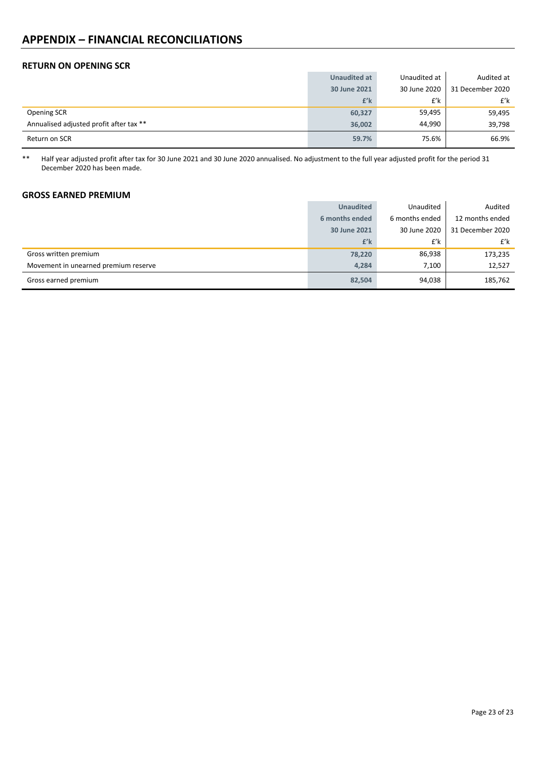# APPENDIX – FINANCIAL RECONCILIATIONS

## RETURN ON OPENING SCR

| | Unaudited at 30 June 2021 £'k | Unaudited at 30 June 2020 £'k | Audited at 31 December 2020 £'k |
|---|---|---|---|
| Opening SCR | 60,327 | 59,495 | 59,495 |
| Annualised adjusted profit after tax ** | 36,002 | 44,990 | 39,798 |
| Return on SCR | 59.7% | 75.6% | 66.9% |

** Half year adjusted profit after tax for 30 June 2021 and 30 June 2020 annualised. No adjustment to the full year adjusted profit for the period 31 December 2020 has been made.

## GROSS EARNED PREMIUM

| | Unaudited 6 months ended 30 June 2021 £'k | Unaudited 6 months ended 30 June 2020 £'k | Audited 12 months ended 31 December 2020 £'k |
|---|---|---|---|
| Gross written premium | 78,220 | 86,938 | 173,235 |
| Movement in unearned premium reserve | 4,284 | 7,100 | 12,527 |
| Gross earned premium | 82,504 | 94,038 | 185,762 |